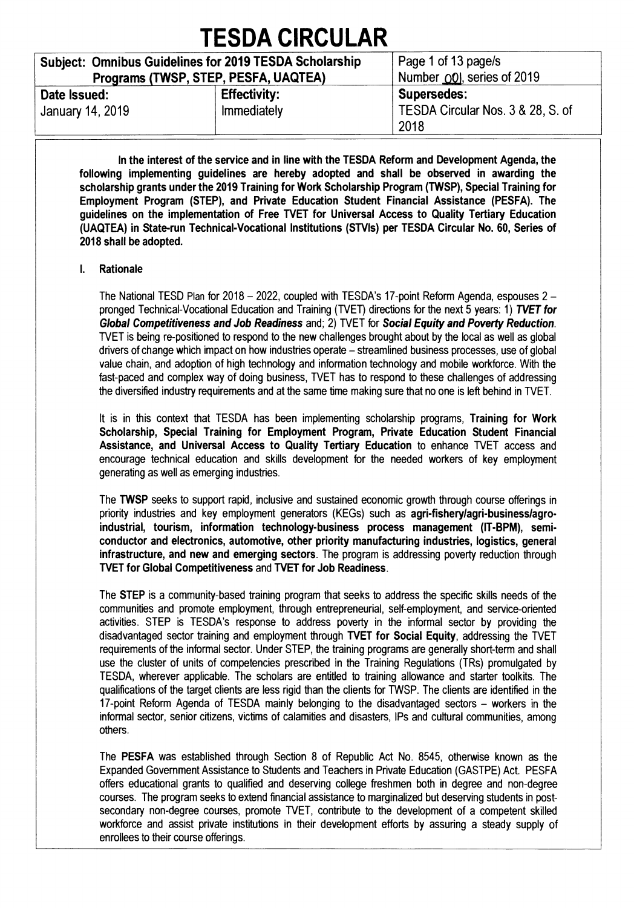# TESDA CIRCULAR

| Subject: Omnibus Guidelines for 2019 TESDA Scholarship Programs (TWSP, STEP, PESFA, UAQTEA) | | Page 1 of 13 page/s<br>Number 001, series of 2019 |
|---|---|---|
| **Date Issued:**<br>January 14, 2019 | **Effectivity:**<br>Immediately | **Supersedes:**<br>TESDA Circular Nos. 3 & 28, S. of 2018 |

**In the interest of the service and in line with the TESDA Reform and Development Agenda, the following implementing guidelines are hereby adopted and shall be observed in awarding the scholarship grants under the 2019 Training for Work Scholarship Program (TWSP), Special Training for Employment Program (STEP), and Private Education Student Financial Assistance (PESFA). The guidelines on the implementation of Free TVET for Universal Access to Quality Tertiary Education (UAQTEA) in State-run Technical-Vocational Institutions (STVIs) per TESDA Circular No. 60, Series of 2018 shall be adopted.**

## I. Rationale

The National TESD Plan for 2018 – 2022, coupled with TESDA's 17-point Reform Agenda, espouses 2 – pronged Technical-Vocational Education and Training (TVET) directions for the next 5 years: 1) ***TVET for Global Competitiveness and Job Readiness*** and; 2) TVET for ***Social Equity and Poverty Reduction***. TVET is being re-positioned to respond to the new challenges brought about by the local as well as global drivers of change which impact on how industries operate – streamlined business processes, use of global value chain, and adoption of high technology and information technology and mobile workforce. With the fast-paced and complex way of doing business, TVET has to respond to these challenges of addressing the diversified industry requirements and at the same time making sure that no one is left behind in TVET.

It is in this context that TESDA has been implementing scholarship programs, **Training for Work Scholarship, Special Training for Employment Program, Private Education Student Financial Assistance, and Universal Access to Quality Tertiary Education** to enhance TVET access and encourage technical education and skills development for the needed workers of key employment generating as well as emerging industries.

The **TWSP** seeks to support rapid, inclusive and sustained economic growth through course offerings in priority industries and key employment generators (KEGs) such as **agri-fishery/agri-business/agro-industrial, tourism, information technology-business process management (IT-BPM), semi-conductor and electronics, automotive, other priority manufacturing industries, logistics, general infrastructure, and new and emerging sectors**. The program is addressing poverty reduction through **TVET for Global Competitiveness** and **TVET for Job Readiness**.

The **STEP** is a community-based training program that seeks to address the specific skills needs of the communities and promote employment, through entrepreneurial, self-employment, and service-oriented activities. STEP is TESDA's response to address poverty in the informal sector by providing the disadvantaged sector training and employment through **TVET for Social Equity**, addressing the TVET requirements of the informal sector. Under STEP, the training programs are generally short-term and shall use the cluster of units of competencies prescribed in the Training Regulations (TRs) promulgated by TESDA, wherever applicable. The scholars are entitled to training allowance and starter toolkits. The qualifications of the target clients are less rigid than the clients for TWSP. The clients are identified in the 17-point Reform Agenda of TESDA mainly belonging to the disadvantaged sectors – workers in the informal sector, senior citizens, victims of calamities and disasters, IPs and cultural communities, among others.

The **PESFA** was established through Section 8 of Republic Act No. 8545, otherwise known as the Expanded Government Assistance to Students and Teachers in Private Education (GASTPE) Act. PESFA offers educational grants to qualified and deserving college freshmen both in degree and non-degree courses. The program seeks to extend financial assistance to marginalized but deserving students in post-secondary non-degree courses, promote TVET, contribute to the development of a competent skilled workforce and assist private institutions in their development efforts by assuring a steady supply of enrollees to their course offerings.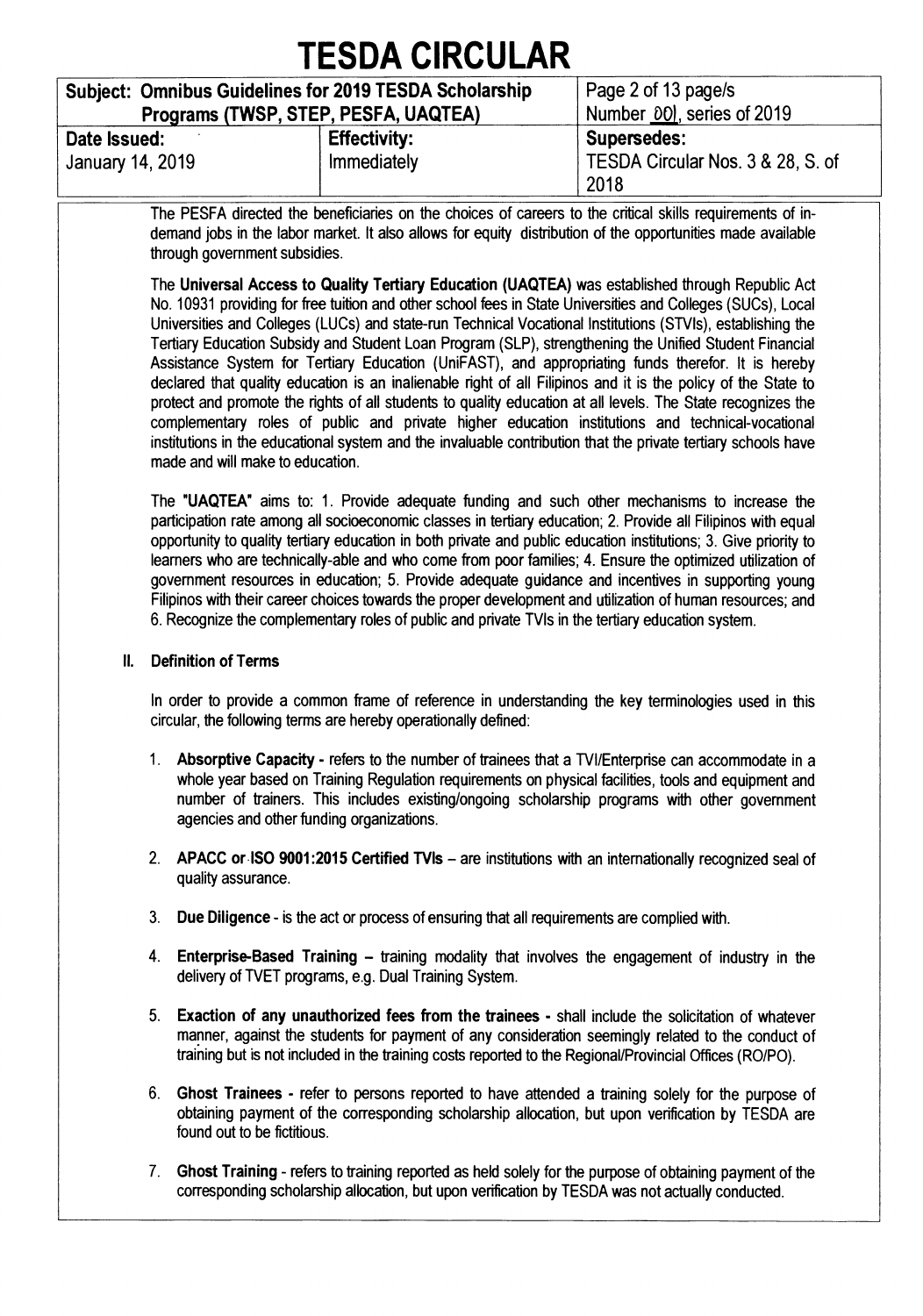The PESFA directed the beneficiaries on the choices of careers to the critical skills requirements of in-demand jobs in the labor market. It also allows for equity distribution of the opportunities made available through government subsidies.

The **Universal Access to Quality Tertiary Education (UAQTEA)** was established through Republic Act No. 10931 providing for free tuition and other school fees in State Universities and Colleges (SUCs), Local Universities and Colleges (LUCs) and state-run Technical Vocational Institutions (STVIs), establishing the Tertiary Education Subsidy and Student Loan Program (SLP), strengthening the Unified Student Financial Assistance System for Tertiary Education (UniFAST), and appropriating funds therefor. It is hereby declared that quality education is an inalienable right of all Filipinos and it is the policy of the State to protect and promote the rights of all students to quality education at all levels. The State recognizes the complementary roles of public and private higher education institutions and technical-vocational institutions in the educational system and the invaluable contribution that the private tertiary schools have made and will make to education.

The **"UAQTEA"** aims to: 1. Provide adequate funding and such other mechanisms to increase the participation rate among all socioeconomic classes in tertiary education; 2. Provide all Filipinos with equal opportunity to quality tertiary education in both private and public education institutions; 3. Give priority to learners who are technically-able and who come from poor families; 4. Ensure the optimized utilization of government resources in education; 5. Provide adequate guidance and incentives in supporting young Filipinos with their career choices towards the proper development and utilization of human resources; and 6. Recognize the complementary roles of public and private TVIs in the tertiary education system.

## II. Definition of Terms

In order to provide a common frame of reference in understanding the key terminologies used in this circular, the following terms are hereby operationally defined:

1. **Absorptive Capacity -** refers to the number of trainees that a TVI/Enterprise can accommodate in a whole year based on Training Regulation requirements on physical facilities, tools and equipment and number of trainers. This includes existing/ongoing scholarship programs with other government agencies and other funding organizations.

2. **APACC or ISO 9001:2015 Certified TVIs** – are institutions with an internationally recognized seal of quality assurance.

3. **Due Diligence** - is the act or process of ensuring that all requirements are complied with.

4. **Enterprise-Based Training –** training modality that involves the engagement of industry in the delivery of TVET programs, e.g. Dual Training System.

5. **Exaction of any unauthorized fees from the trainees -** shall include the solicitation of whatever manner, against the students for payment of any consideration seemingly related to the conduct of training but is not included in the training costs reported to the Regional/Provincial Offices (RO/PO).

6. **Ghost Trainees -** refer to persons reported to have attended a training solely for the purpose of obtaining payment of the corresponding scholarship allocation, but upon verification by TESDA are found out to be fictitious.

7. **Ghost Training** - refers to training reported as held solely for the purpose of obtaining payment of the corresponding scholarship allocation, but upon verification by TESDA was not actually conducted.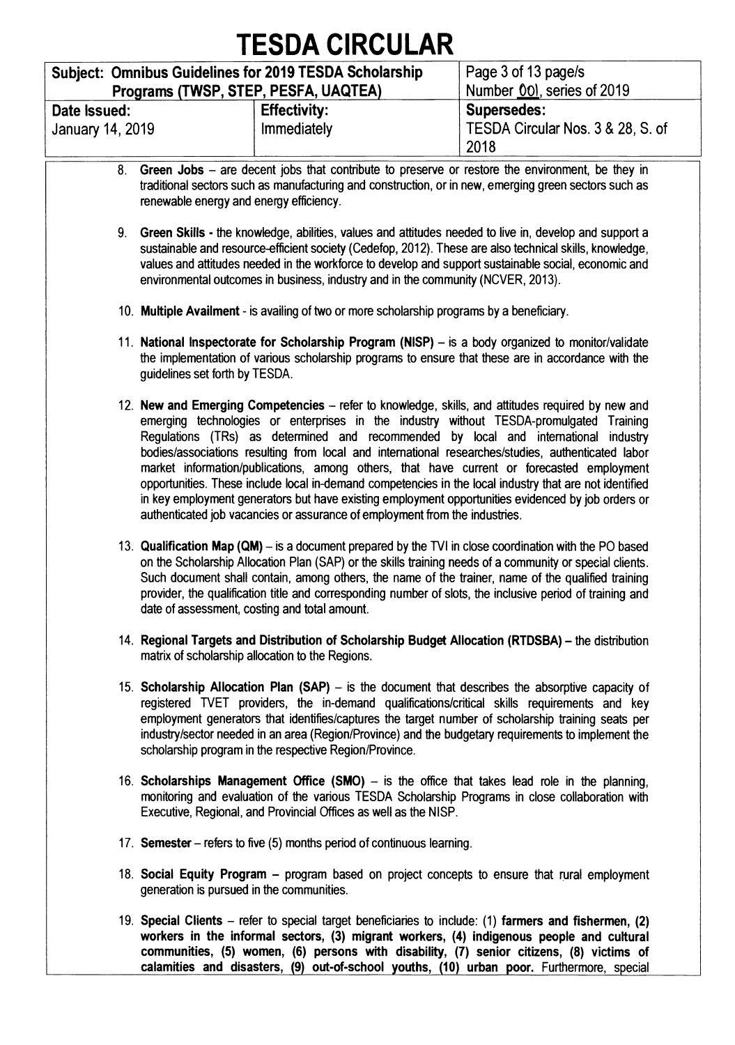8. **Green Jobs** – are decent jobs that contribute to preserve or restore the environment, be they in traditional sectors such as manufacturing and construction, or in new, emerging green sectors such as renewable energy and energy efficiency.

9. **Green Skills -** the knowledge, abilities, values and attitudes needed to live in, develop and support a sustainable and resource-efficient society (Cedefop, 2012). These are also technical skills, knowledge, values and attitudes needed in the workforce to develop and support sustainable social, economic and environmental outcomes in business, industry and in the community (NCVER, 2013).

10. **Multiple Availment** - is availing of two or more scholarship programs by a beneficiary.

11. **National Inspectorate for Scholarship Program (NISP)** – is a body organized to monitor/validate the implementation of various scholarship programs to ensure that these are in accordance with the guidelines set forth by TESDA.

12. **New and Emerging Competencies** – refer to knowledge, skills, and attitudes required by new and emerging technologies or enterprises in the industry without TESDA-promulgated Training Regulations (TRs) as determined and recommended by local and international industry bodies/associations resulting from local and international researches/studies, authenticated labor market information/publications, among others, that have current or forecasted employment opportunities. These include local in-demand competencies in the local industry that are not identified in key employment generators but have existing employment opportunities evidenced by job orders or authenticated job vacancies or assurance of employment from the industries.

13. **Qualification Map (QM)** – is a document prepared by the TVI in close coordination with the PO based on the Scholarship Allocation Plan (SAP) or the skills training needs of a community or special clients. Such document shall contain, among others, the name of the trainer, name of the qualified training provider, the qualification title and corresponding number of slots, the inclusive period of training and date of assessment, costing and total amount.

14. **Regional Targets and Distribution of Scholarship Budget Allocation (RTDSBA) –** the distribution matrix of scholarship allocation to the Regions.

15. **Scholarship Allocation Plan (SAP)** – is the document that describes the absorptive capacity of registered TVET providers, the in-demand qualifications/critical skills requirements and key employment generators that identifies/captures the target number of scholarship training seats per industry/sector needed in an area (Region/Province) and the budgetary requirements to implement the scholarship program in the respective Region/Province.

16. **Scholarships Management Office (SMO)** – is the office that takes lead role in the planning, monitoring and evaluation of the various TESDA Scholarship Programs in close collaboration with Executive, Regional, and Provincial Offices as well as the NISP.

17. **Semester** – refers to five (5) months period of continuous learning.

18. **Social Equity Program –** program based on project concepts to ensure that rural employment generation is pursued in the communities.

19. **Special Clients** – refer to special target beneficiaries to include: (1) **farmers and fishermen, (2) workers in the informal sectors, (3) migrant workers, (4) indigenous people and cultural communities, (5) women, (6) persons with disability, (7) senior citizens, (8) victims of calamities and disasters, (9) out-of-school youths, (10) urban poor.** Furthermore, special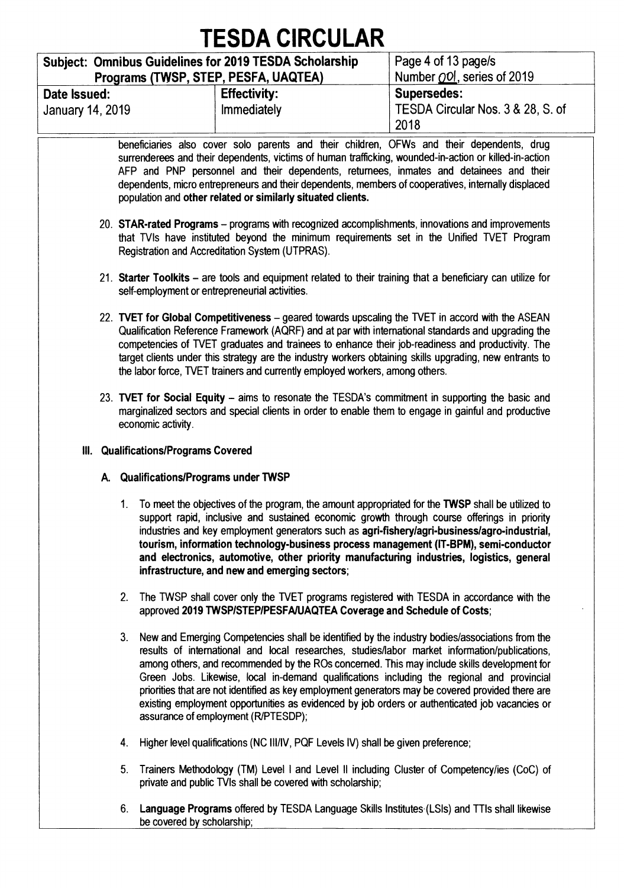beneficiaries also cover solo parents and their children, OFWs and their dependents, drug surrenderees and their dependents, victims of human trafficking, wounded-in-action or killed-in-action AFP and PNP personnel and their dependents, returnees, inmates and detainees and their dependents, micro entrepreneurs and their dependents, members of cooperatives, internally displaced population and **other related or similarly situated clients.**

20. **STAR-rated Programs** – programs with recognized accomplishments, innovations and improvements that TVIs have instituted beyond the minimum requirements set in the Unified TVET Program Registration and Accreditation System (UTPRAS).

21. **Starter Toolkits** – are tools and equipment related to their training that a beneficiary can utilize for self-employment or entrepreneurial activities.

22. **TVET for Global Competitiveness** – geared towards upscaling the TVET in accord with the ASEAN Qualification Reference Framework (AQRF) and at par with international standards and upgrading the competencies of TVET graduates and trainees to enhance their job-readiness and productivity. The target clients under this strategy are the industry workers obtaining skills upgrading, new entrants to the labor force, TVET trainers and currently employed workers, among others.

23. **TVET for Social Equity** – aims to resonate the TESDA's commitment in supporting the basic and marginalized sectors and special clients in order to enable them to engage in gainful and productive economic activity.

## III. Qualifications/Programs Covered

### A. Qualifications/Programs under TWSP

1. To meet the objectives of the program, the amount appropriated for the **TWSP** shall be utilized to support rapid, inclusive and sustained economic growth through course offerings in priority industries and key employment generators such as **agri-fishery/agri-business/agro-industrial, tourism, information technology-business process management (IT-BPM), semi-conductor and electronics, automotive, other priority manufacturing industries, logistics, general infrastructure, and new and emerging sectors**;

2. The TWSP shall cover only the TVET programs registered with TESDA in accordance with the approved **2019 TWSP/STEP/PESFA/UAQTEA Coverage and Schedule of Costs**;

3. New and Emerging Competencies shall be identified by the industry bodies/associations from the results of international and local researches, studies/labor market information/publications, among others, and recommended by the ROs concerned. This may include skills development for Green Jobs. Likewise, local in-demand qualifications including the regional and provincial priorities that are not identified as key employment generators may be covered provided there are existing employment opportunities as evidenced by job orders or authenticated job vacancies or assurance of employment (R/PTESDP);

4. Higher level qualifications (NC III/IV, PQF Levels IV) shall be given preference;

5. Trainers Methodology (TM) Level I and Level II including Cluster of Competency/ies (CoC) of private and public TVIs shall be covered with scholarship;

6. **Language Programs** offered by TESDA Language Skills Institutes (LSIs) and TTIs shall likewise be covered by scholarship;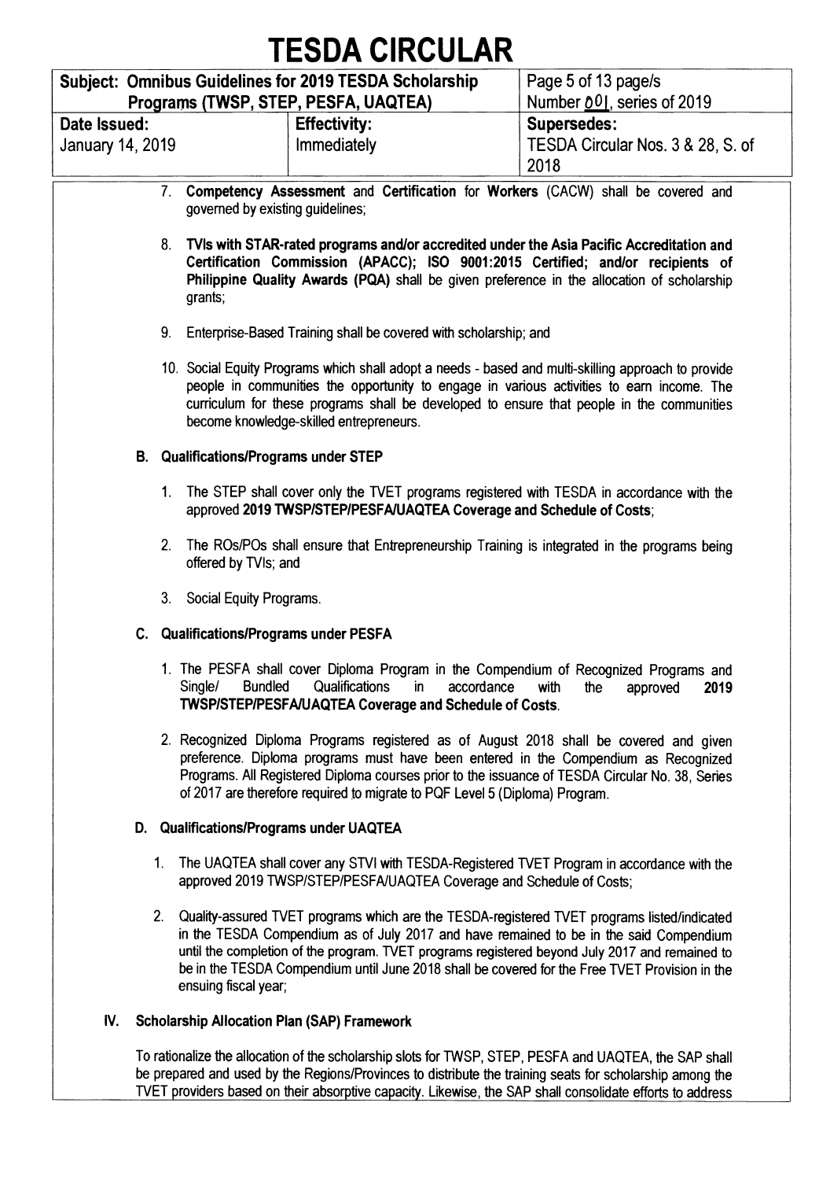7. **Competency Assessment** and **Certification** for **Workers** (CACW) shall be covered and governed by existing guidelines;

8. **TVIs with STAR-rated programs and/or accredited under the Asia Pacific Accreditation and Certification Commission (APACC); ISO 9001:2015 Certified; and/or recipients of Philippine Quality Awards (PQA)** shall be given preference in the allocation of scholarship grants;

9. Enterprise-Based Training shall be covered with scholarship; and

10. Social Equity Programs which shall adopt a needs - based and multi-skilling approach to provide people in communities the opportunity to engage in various activities to earn income. The curriculum for these programs shall be developed to ensure that people in the communities become knowledge-skilled entrepreneurs.

**B. Qualifications/Programs under STEP**

1. The STEP shall cover only the TVET programs registered with TESDA in accordance with the approved **2019 TWSP/STEP/PESFA/UAQTEA Coverage and Schedule of Costs**;

2. The ROs/POs shall ensure that Entrepreneurship Training is integrated in the programs being offered by TVIs; and

3. Social Equity Programs.

**C. Qualifications/Programs under PESFA**

1. The PESFA shall cover Diploma Program in the Compendium of Recognized Programs and Single/ Bundled Qualifications in accordance with the approved **2019 TWSP/STEP/PESFA/UAQTEA Coverage and Schedule of Costs**.

2. Recognized Diploma Programs registered as of August 2018 shall be covered and given preference. Diploma programs must have been entered in the Compendium as Recognized Programs. All Registered Diploma courses prior to the issuance of TESDA Circular No. 38, Series of 2017 are therefore required to migrate to PQF Level 5 (Diploma) Program.

**D. Qualifications/Programs under UAQTEA**

1. The UAQTEA shall cover any STVI with TESDA-Registered TVET Program in accordance with the approved 2019 TWSP/STEP/PESFA/UAQTEA Coverage and Schedule of Costs;

2. Quality-assured TVET programs which are the TESDA-registered TVET programs listed/indicated in the TESDA Compendium as of July 2017 and have remained to be in the said Compendium until the completion of the program. TVET programs registered beyond July 2017 and remained to be in the TESDA Compendium until June 2018 shall be covered for the Free TVET Provision in the ensuing fiscal year;

## IV. Scholarship Allocation Plan (SAP) Framework

To rationalize the allocation of the scholarship slots for TWSP, STEP, PESFA and UAQTEA, the SAP shall be prepared and used by the Regions/Provinces to distribute the training seats for scholarship among the TVET providers based on their absorptive capacity. Likewise, the SAP shall consolidate efforts to address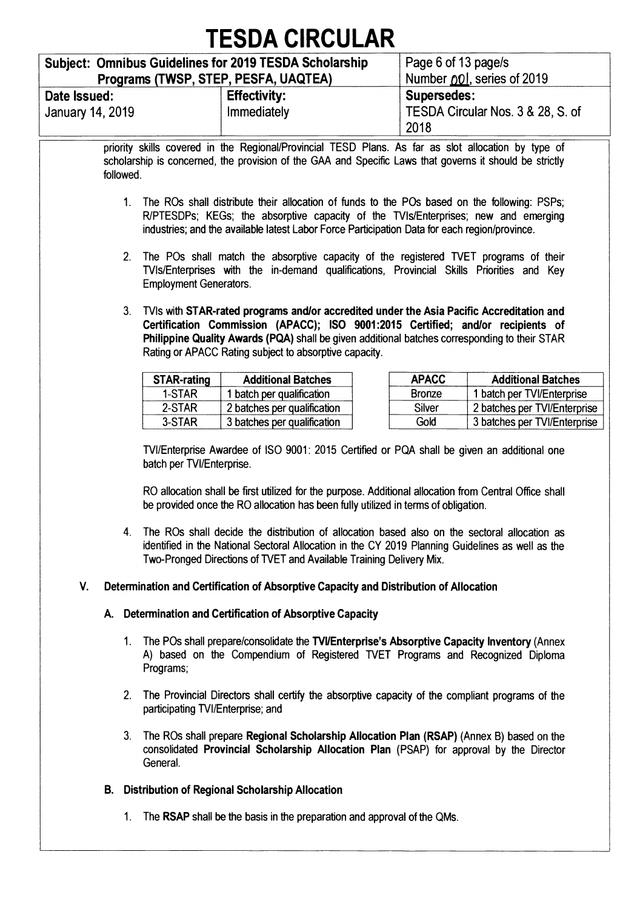priority skills covered in the Regional/Provincial TESD Plans. As far as slot allocation by type of scholarship is concerned, the provision of the GAA and Specific Laws that governs it should be strictly followed.

1. The ROs shall distribute their allocation of funds to the POs based on the following: PSPs; R/PTESDPs; KEGs; the absorptive capacity of the TVIs/Enterprises; new and emerging industries; and the available latest Labor Force Participation Data for each region/province.

2. The POs shall match the absorptive capacity of the registered TVET programs of their TVIs/Enterprises with the in-demand qualifications, Provincial Skills Priorities and Key Employment Generators.

3. TVIs with **STAR-rated programs and/or accredited under the Asia Pacific Accreditation and Certification Commission (APACC); ISO 9001:2015 Certified; and/or recipients of Philippine Quality Awards (PQA)** shall be given additional batches corresponding to their STAR Rating or APACC Rating subject to absorptive capacity.

| STAR-rating | Additional Batches |
|---|---|
| 1-STAR | 1 batch per qualification |
| 2-STAR | 2 batches per qualification |
| 3-STAR | 3 batches per qualification |

| APACC | Additional Batches |
|---|---|
| Bronze | 1 batch per TVI/Enterprise |
| Silver | 2 batches per TVI/Enterprise |
| Gold | 3 batches per TVI/Enterprise |

TVI/Enterprise Awardee of ISO 9001: 2015 Certified or PQA shall be given an additional one batch per TVI/Enterprise.

RO allocation shall be first utilized for the purpose. Additional allocation from Central Office shall be provided once the RO allocation has been fully utilized in terms of obligation.

4. The ROs shall decide the distribution of allocation based also on the sectoral allocation as identified in the National Sectoral Allocation in the CY 2019 Planning Guidelines as well as the Two-Pronged Directions of TVET and Available Training Delivery Mix.

## V. Determination and Certification of Absorptive Capacity and Distribution of Allocation

### A. Determination and Certification of Absorptive Capacity

1. The POs shall prepare/consolidate the **TVI/Enterprise's Absorptive Capacity Inventory** (Annex A) based on the Compendium of Registered TVET Programs and Recognized Diploma Programs;

2. The Provincial Directors shall certify the absorptive capacity of the compliant programs of the participating TVI/Enterprise; and

3. The ROs shall prepare **Regional Scholarship Allocation Plan (RSAP)** (Annex B) based on the consolidated **Provincial Scholarship Allocation Plan** (PSAP) for approval by the Director General.

### B. Distribution of Regional Scholarship Allocation

1. The **RSAP** shall be the basis in the preparation and approval of the QMs.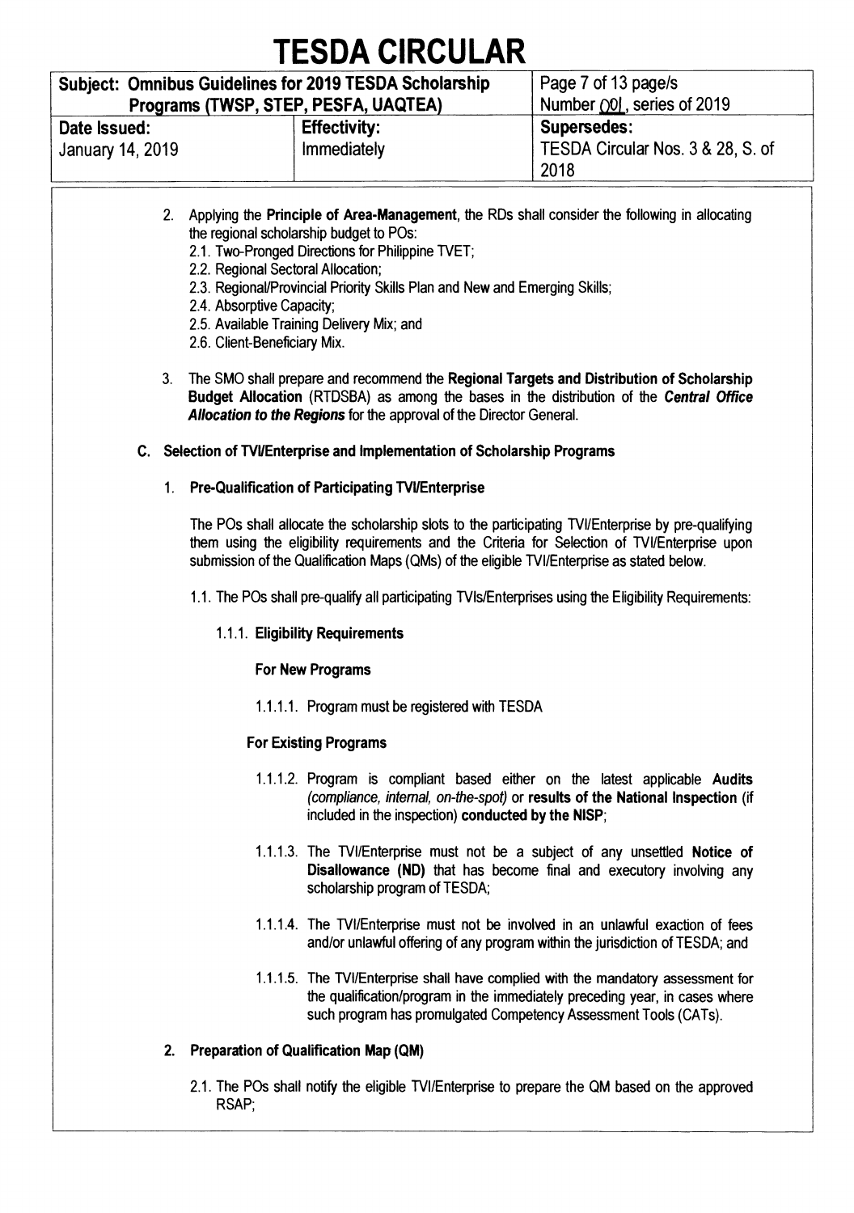2. Applying the **Principle of Area-Management**, the RDs shall consider the following in allocating the regional scholarship budget to POs:
   - 2.1. Two-Pronged Directions for Philippine TVET;
   - 2.2. Regional Sectoral Allocation;
   - 2.3. Regional/Provincial Priority Skills Plan and New and Emerging Skills;
   - 2.4. Absorptive Capacity;
   - 2.5. Available Training Delivery Mix; and
   - 2.6. Client-Beneficiary Mix.

3. The SMO shall prepare and recommend the **Regional Targets and Distribution of Scholarship Budget Allocation** (RTDSBA) as among the bases in the distribution of the ***Central Office Allocation to the Regions*** for the approval of the Director General.

**C. Selection of TVI/Enterprise and Implementation of Scholarship Programs**

1. **Pre-Qualification of Participating TVI/Enterprise**

   The POs shall allocate the scholarship slots to the participating TVI/Enterprise by pre-qualifying them using the eligibility requirements and the Criteria for Selection of TVI/Enterprise upon submission of the Qualification Maps (QMs) of the eligible TVI/Enterprise as stated below.

   1.1. The POs shall pre-qualify all participating TVIs/Enterprises using the Eligibility Requirements:

   1.1.1. **Eligibility Requirements**

   **For New Programs**

   1.1.1.1. Program must be registered with TESDA

   **For Existing Programs**

   1.1.1.2. Program is compliant based either on the latest applicable **Audits** *(compliance, internal, on-the-spot)* or **results of the National Inspection** (if included in the inspection) **conducted by the NISP**;

   1.1.1.3. The TVI/Enterprise must not be a subject of any unsettled **Notice of Disallowance (ND)** that has become final and executory involving any scholarship program of TESDA;

   1.1.1.4. The TVI/Enterprise must not be involved in an unlawful exaction of fees and/or unlawful offering of any program within the jurisdiction of TESDA; and

   1.1.1.5. The TVI/Enterprise shall have complied with the mandatory assessment for the qualification/program in the immediately preceding year, in cases where such program has promulgated Competency Assessment Tools (CATs).

2. **Preparation of Qualification Map (QM)**

   2.1. The POs shall notify the eligible TVI/Enterprise to prepare the QM based on the approved RSAP;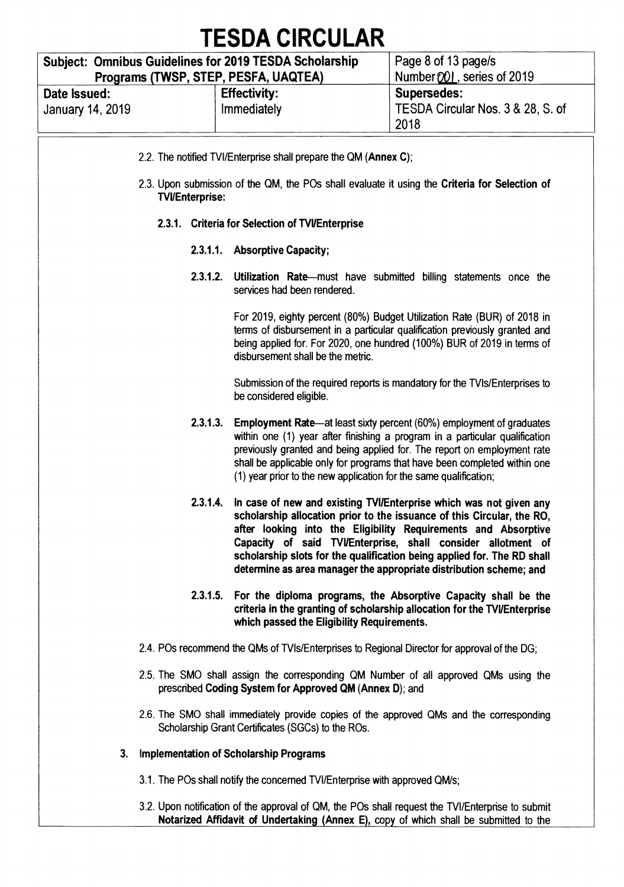2.2. The notified TVI/Enterprise shall prepare the QM (**Annex C**);

2.3. Upon submission of the QM, the POs shall evaluate it using the **Criteria for Selection of TVI/Enterprise:**

**2.3.1. Criteria for Selection of TVI/Enterprise**

**2.3.1.1. Absorptive Capacity;**

**2.3.1.2. Utilization Rate**—must have submitted billing statements once the services had been rendered.

For 2019, eighty percent (80%) Budget Utilization Rate (BUR) of 2018 in terms of disbursement in a particular qualification previously granted and being applied for. For 2020, one hundred (100%) BUR of 2019 in terms of disbursement shall be the metric.

Submission of the required reports is mandatory for the TVIs/Enterprises to be considered eligible.

**2.3.1.3. Employment Rate**—at least sixty percent (60%) employment of graduates within one (1) year after finishing a program in a particular qualification previously granted and being applied for. The report on employment rate shall be applicable only for programs that have been completed within one (1) year prior to the new application for the same qualification;

**2.3.1.4. In case of new and existing TVI/Enterprise which was not given any scholarship allocation prior to the issuance of this Circular, the RO, after looking into the Eligibility Requirements and Absorptive Capacity of said TVI/Enterprise, shall consider allotment of scholarship slots for the qualification being applied for. The RD shall determine as area manager the appropriate distribution scheme; and**

**2.3.1.5. For the diploma programs, the Absorptive Capacity shall be the criteria in the granting of scholarship allocation for the TVI/Enterprise which passed the Eligibility Requirements.**

2.4. POs recommend the QMs of TVIs/Enterprises to Regional Director for approval of the DG;

2.5. The SMO shall assign the corresponding QM Number of all approved QMs using the prescribed **Coding System for Approved QM** (**Annex D**); and

2.6. The SMO shall immediately provide copies of the approved QMs and the corresponding Scholarship Grant Certificates (SGCs) to the ROs.

**3. Implementation of Scholarship Programs**

3.1. The POs shall notify the concerned TVI/Enterprise with approved QM/s;

3.2. Upon notification of the approval of QM, the POs shall request the TVI/Enterprise to submit **Notarized Affidavit of Undertaking (Annex E),** copy of which shall be submitted to the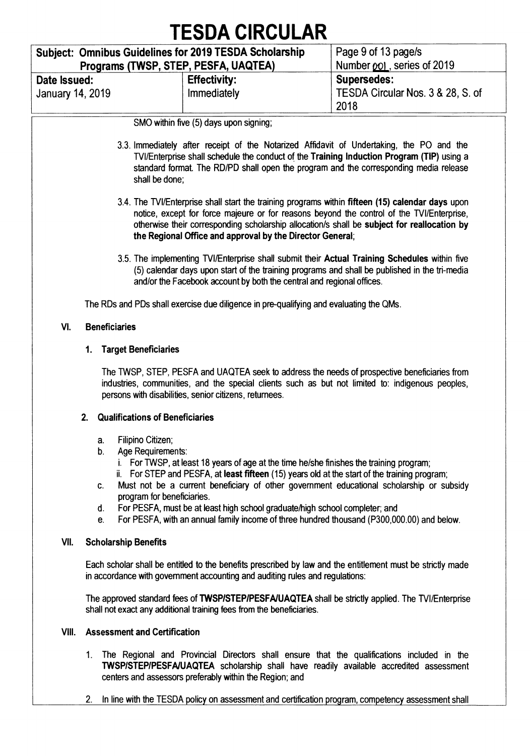SMO within five (5) days upon signing;

3.3. Immediately after receipt of the Notarized Affidavit of Undertaking, the PO and the TVI/Enterprise shall schedule the conduct of the **Training Induction Program (TIP)** using a standard format. The RD/PD shall open the program and the corresponding media release shall be done;

3.4. The TVI/Enterprise shall start the training programs within **fifteen (15) calendar days** upon notice, except for force majeure or for reasons beyond the control of the TVI/Enterprise, otherwise their corresponding scholarship allocation/s shall be **subject for reallocation by the Regional Office and approval by the Director General**;

3.5. The implementing TVI/Enterprise shall submit their **Actual Training Schedules** within five (5) calendar days upon start of the training programs and shall be published in the tri-media and/or the Facebook account by both the central and regional offices.

The RDs and PDs shall exercise due diligence in pre-qualifying and evaluating the QMs.

## VI. Beneficiaries

### 1. Target Beneficiaries

The TWSP, STEP, PESFA and UAQTEA seek to address the needs of prospective beneficiaries from industries, communities, and the special clients such as but not limited to: indigenous peoples, persons with disabilities, senior citizens, returnees.

### 2. Qualifications of Beneficiaries

a. Filipino Citizen;
b. Age Requirements:
   i. For TWSP, at least 18 years of age at the time he/she finishes the training program;
   ii. For STEP and PESFA, at **least fifteen** (15) years old at the start of the training program;
c. Must not be a current beneficiary of other government educational scholarship or subsidy program for beneficiaries.
d. For PESFA, must be at least high school graduate/high school completer; and
e. For PESFA, with an annual family income of three hundred thousand (P300,000.00) and below.

## VII. Scholarship Benefits

Each scholar shall be entitled to the benefits prescribed by law and the entitlement must be strictly made in accordance with government accounting and auditing rules and regulations:

The approved standard fees of **TWSP/STEP/PESFA/UAQTEA** shall be strictly applied. The TVI/Enterprise shall not exact any additional training fees from the beneficiaries.

## VIII. Assessment and Certification

1. The Regional and Provincial Directors shall ensure that the qualifications included in the **TWSP/STEP/PESFA/UAQTEA** scholarship shall have readily available accredited assessment centers and assessors preferably within the Region; and

2. In line with the TESDA policy on assessment and certification program, competency assessment shall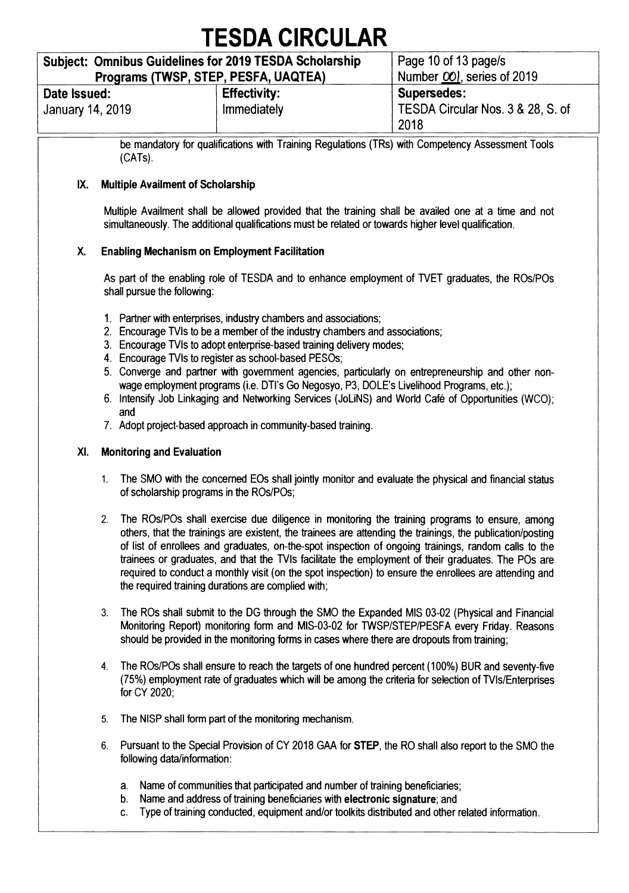be mandatory for qualifications with Training Regulations (TRs) with Competency Assessment Tools (CATs).

## IX. Multiple Availment of Scholarship

Multiple Availment shall be allowed provided that the training shall be availed one at a time and not simultaneously. The additional qualifications must be related or towards higher level qualification.

## X. Enabling Mechanism on Employment Facilitation

As part of the enabling role of TESDA and to enhance employment of TVET graduates, the ROs/POs shall pursue the following:

1. Partner with enterprises, industry chambers and associations;
2. Encourage TVIs to be a member of the industry chambers and associations;
3. Encourage TVIs to adopt enterprise-based training delivery modes;
4. Encourage TVIs to register as school-based PESOs;
5. Converge and partner with government agencies, particularly on entrepreneurship and other non-wage employment programs (i.e. DTI's Go Negosyo, P3, DOLE's Livelihood Programs, etc.);
6. Intensify Job Linkaging and Networking Services (JoLiNS) and World Café of Opportunities (WCO); and
7. Adopt project-based approach in community-based training.

## XI. Monitoring and Evaluation

1. The SMO with the concerned EOs shall jointly monitor and evaluate the physical and financial status of scholarship programs in the ROs/POs;

2. The ROs/POs shall exercise due diligence in monitoring the training programs to ensure, among others, that the trainings are existent, the trainees are attending the trainings, the publication/posting of list of enrollees and graduates, on-the-spot inspection of ongoing trainings, random calls to the trainees or graduates, and that the TVIs facilitate the employment of their graduates. The POs are required to conduct a monthly visit (on the spot inspection) to ensure the enrollees are attending and the required training durations are complied with;

3. The ROs shall submit to the DG through the SMO the Expanded MIS 03-02 (Physical and Financial Monitoring Report) monitoring form and MIS-03-02 for TWSP/STEP/PESFA every Friday. Reasons should be provided in the monitoring forms in cases where there are dropouts from training;

4. The ROs/POs shall ensure to reach the targets of one hundred percent (100%) BUR and seventy-five (75%) employment rate of graduates which will be among the criteria for selection of TVIs/Enterprises for CY 2020;

5. The NISP shall form part of the monitoring mechanism.

6. Pursuant to the Special Provision of CY 2018 GAA for **STEP**, the RO shall also report to the SMO the following data/information:

   a. Name of communities that participated and number of training beneficiaries;
   b. Name and address of training beneficiaries with **electronic signature**; and
   c. Type of training conducted, equipment and/or toolkits distributed and other related information.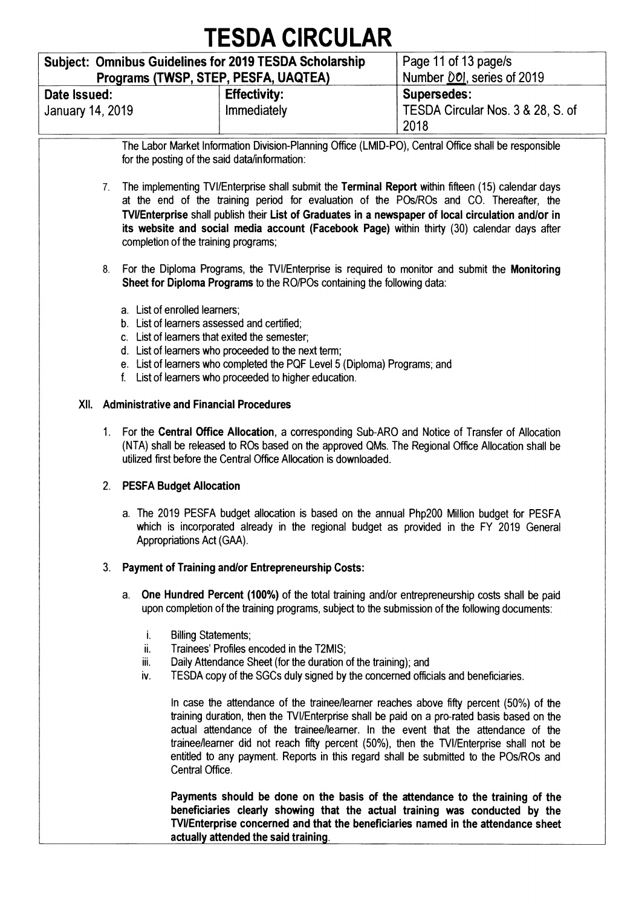The Labor Market Information Division-Planning Office (LMID-PO), Central Office shall be responsible for the posting of the said data/information:

7. The implementing TVI/Enterprise shall submit the **Terminal Report** within fifteen (15) calendar days at the end of the training period for evaluation of the POs/ROs and CO. Thereafter, the **TVI/Enterprise** shall publish their **List of Graduates in a newspaper of local circulation and/or in its website and social media account (Facebook Page)** within thirty (30) calendar days after completion of the training programs;

8. For the Diploma Programs, the TVI/Enterprise is required to monitor and submit the **Monitoring Sheet for Diploma Programs** to the RO/POs containing the following data:

   a. List of enrolled learners;
   b. List of learners assessed and certified;
   c. List of learners that exited the semester;
   d. List of learners who proceeded to the next term;
   e. List of learners who completed the PQF Level 5 (Diploma) Programs; and
   f. List of learners who proceeded to higher education.

## XII. Administrative and Financial Procedures

1. For the **Central Office Allocation**, a corresponding Sub-ARO and Notice of Transfer of Allocation (NTA) shall be released to ROs based on the approved QMs. The Regional Office Allocation shall be utilized first before the Central Office Allocation is downloaded.

2. **PESFA Budget Allocation**

   a. The 2019 PESFA budget allocation is based on the annual Php200 Million budget for PESFA which is incorporated already in the regional budget as provided in the FY 2019 General Appropriations Act (GAA).

3. **Payment of Training and/or Entrepreneurship Costs:**

   a. **One Hundred Percent (100%)** of the total training and/or entrepreneurship costs shall be paid upon completion of the training programs, subject to the submission of the following documents:

      i. Billing Statements;
      ii. Trainees' Profiles encoded in the T2MIS;
      iii. Daily Attendance Sheet (for the duration of the training); and
      iv. TESDA copy of the SGCs duly signed by the concerned officials and beneficiaries.

      In case the attendance of the trainee/learner reaches above fifty percent (50%) of the training duration, then the TVI/Enterprise shall be paid on a pro-rated basis based on the actual attendance of the trainee/learner. In the event that the attendance of the trainee/learner did not reach fifty percent (50%), then the TVI/Enterprise shall not be entitled to any payment. Reports in this regard shall be submitted to the POs/ROs and Central Office.

      **Payments should be done on the basis of the attendance to the training of the beneficiaries clearly showing that the actual training was conducted by the TVI/Enterprise concerned and that the beneficiaries named in the attendance sheet actually attended the said training.**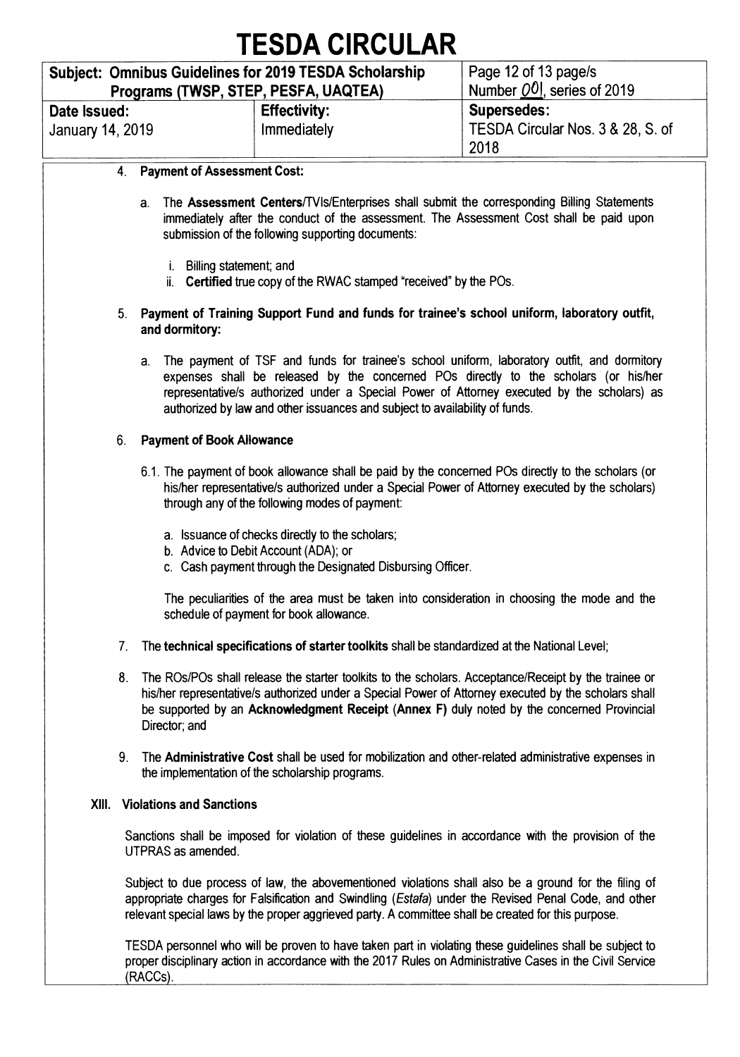4. **Payment of Assessment Cost:**

    a. The **Assessment Centers**/TVIs/Enterprises shall submit the corresponding Billing Statements immediately after the conduct of the assessment. The Assessment Cost shall be paid upon submission of the following supporting documents:

        i. Billing statement; and
        ii. **Certified** true copy of the RWAC stamped "received" by the POs.

5. **Payment of Training Support Fund and funds for trainee's school uniform, laboratory outfit, and dormitory:**

    a. The payment of TSF and funds for trainee's school uniform, laboratory outfit, and dormitory expenses shall be released by the concerned POs directly to the scholars (or his/her representative/s authorized under a Special Power of Attorney executed by the scholars) as authorized by law and other issuances and subject to availability of funds.

6. **Payment of Book Allowance**

    6.1. The payment of book allowance shall be paid by the concerned POs directly to the scholars (or his/her representative/s authorized under a Special Power of Attorney executed by the scholars) through any of the following modes of payment:

    a. Issuance of checks directly to the scholars;
    b. Advice to Debit Account (ADA); or
    c. Cash payment through the Designated Disbursing Officer.

    The peculiarities of the area must be taken into consideration in choosing the mode and the schedule of payment for book allowance.

7. The **technical specifications of starter toolkits** shall be standardized at the National Level;

8. The ROs/POs shall release the starter toolkits to the scholars. Acceptance/Receipt by the trainee or his/her representative/s authorized under a Special Power of Attorney executed by the scholars shall be supported by an **Acknowledgment Receipt (Annex F)** duly noted by the concerned Provincial Director; and

9. The **Administrative Cost** shall be used for mobilization and other-related administrative expenses in the implementation of the scholarship programs.

## XIII. Violations and Sanctions

Sanctions shall be imposed for violation of these guidelines in accordance with the provision of the UTPRAS as amended.

Subject to due process of law, the abovementioned violations shall also be a ground for the filing of appropriate charges for Falsification and Swindling (*Estafa*) under the Revised Penal Code, and other relevant special laws by the proper aggrieved party. A committee shall be created for this purpose.

TESDA personnel who will be proven to have taken part in violating these guidelines shall be subject to proper disciplinary action in accordance with the 2017 Rules on Administrative Cases in the Civil Service (RACCs).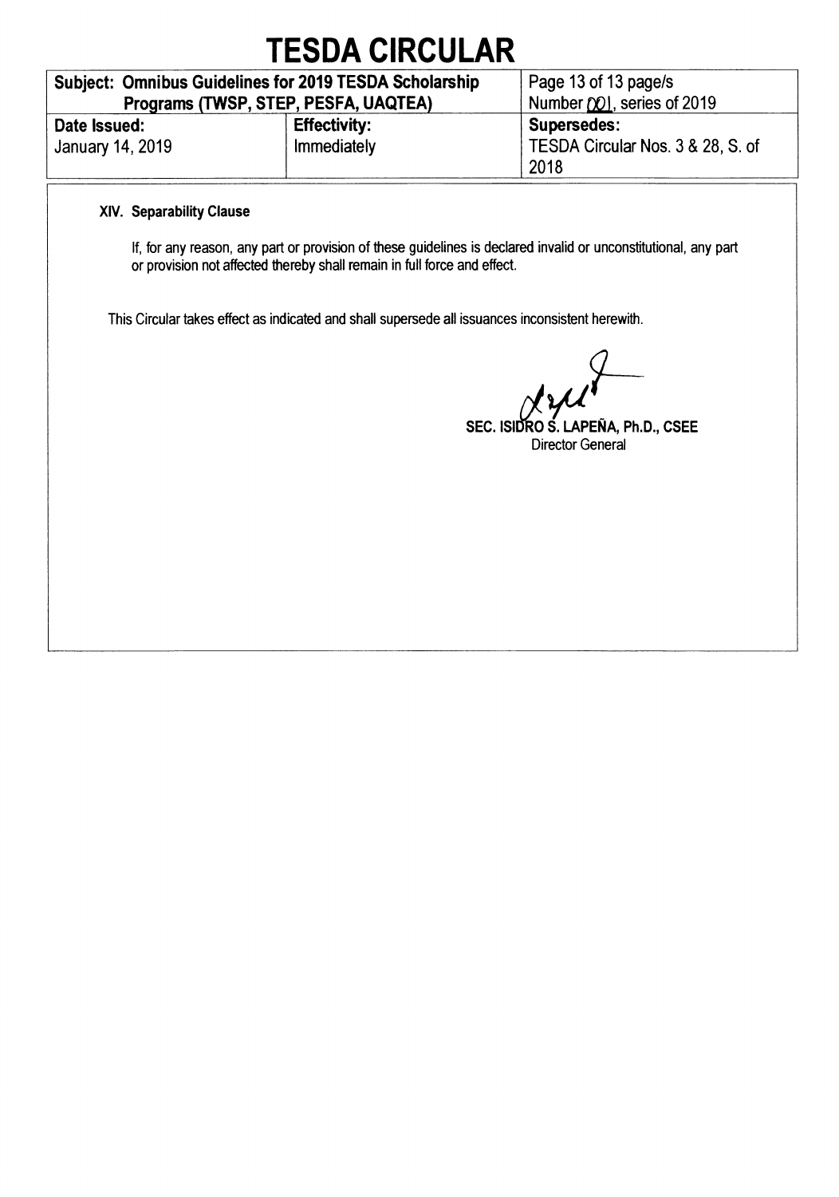### XIV. Separability Clause

If, for any reason, any part or provision of these guidelines is declared invalid or unconstitutional, any part or provision not affected thereby shall remain in full force and effect.

This Circular takes effect as indicated and shall supersede all issuances inconsistent herewith.

**SEC. ISIDRO S. LAPEÑA, Ph.D., CSEE**
Director General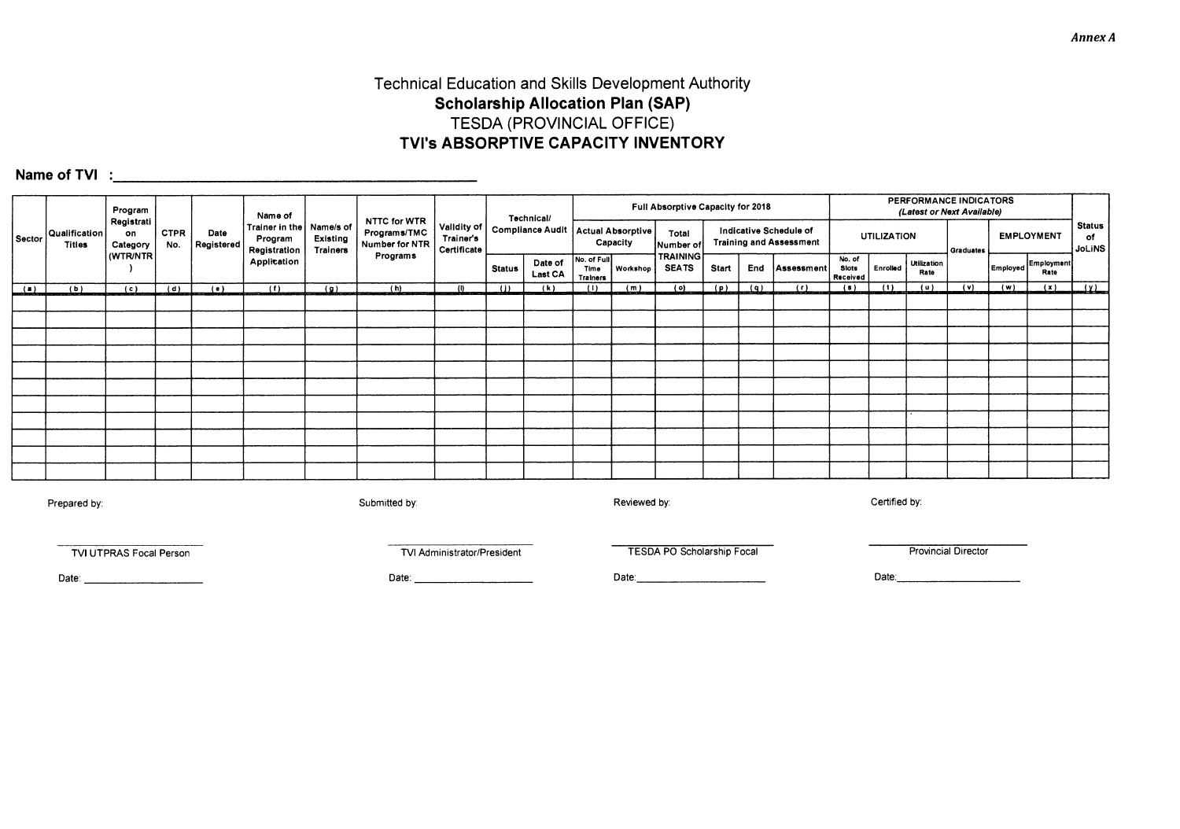*Annex A*

# Technical Education and Skills Development Authority
## Scholarship Allocation Plan (SAP)
TESDA (PROVINCIAL OFFICE)
## TVI's ABSORPTIVE CAPACITY INVENTORY

**Name of TVI :** ____________________________________________

| Sector | Qualification Titles | Program Registration Category (WTR/NTR) | CTPR No. | Date Registered | Name of Trainer in the Program Registration Application | Name/s of Existing Trainers | NTTC for WTR Programs/TMC Number for NTR Programs | Validity of Trainer's Certificate | Technical/ Compliance Audit | | Full Absorptive Capacity for 2018 | | | | | | PERFORMANCE INDICATORS (Latest or Next Available) | | | | | | Status of JoLiNS |
|---|---|---|---|---|---|---|---|---|---|---|---|---|---|---|---|---|---|---|---|---|---|---|---|
| | | | | | | | | | | | Actual Absorptive Capacity | | Total Number of TRAINING SEATS | Indicative Schedule of Training and Assessment | | | UTILIZATION | | | Graduates | EMPLOYMENT | | |
| | | | | | | | | | Status | Date of Last CA | No. of Full Time Trainers | Workshop | | Start | End | Assessment | No. of Slots Received | Enrolled | Utilization Rate | | Employed | Employment Rate | |
| (a) | (b) | (c) | (d) | (e) | (f) | (g) | (h) | (i) | (j) | (k) | (l) | (m) | (o) | (p) | (q) | (r) | (s) | (t) | (u) | (v) | (w) | (x) | (y) |
| | | | | | | | | | | | | | | | | | | | | | | | |
| | | | | | | | | | | | | | | | | | | | | | | | |
| | | | | | | | | | | | | | | | | | | | | | | | |
| | | | | | | | | | | | | | | | | | | | | | | | |
| | | | | | | | | | | | | | | | | | | | | | | | |
| | | | | | | | | | | | | | | | | | | | | | | | |
| | | | | | | | | | | | | | | | | | | | | | | | |
| | | | | | | | | | | | | | | | | | | | | | | | |
| | | | | | | | | | | | | | | | | | | | | | | | |
| | | | | | | | | | | | | | | | | | | | | | | | |
| | | | | | | | | | | | | | | | | | | | | | | | |

Prepared by:

______________________
TVI UTPRAS Focal Person

Date: ______________________

Submitted by:

______________________
TVI Administrator/President

Date: ______________________

Reviewed by:

______________________
TESDA PO Scholarship Focal

Date: ______________________

Certified by:

______________________
Provincial Director

Date: ______________________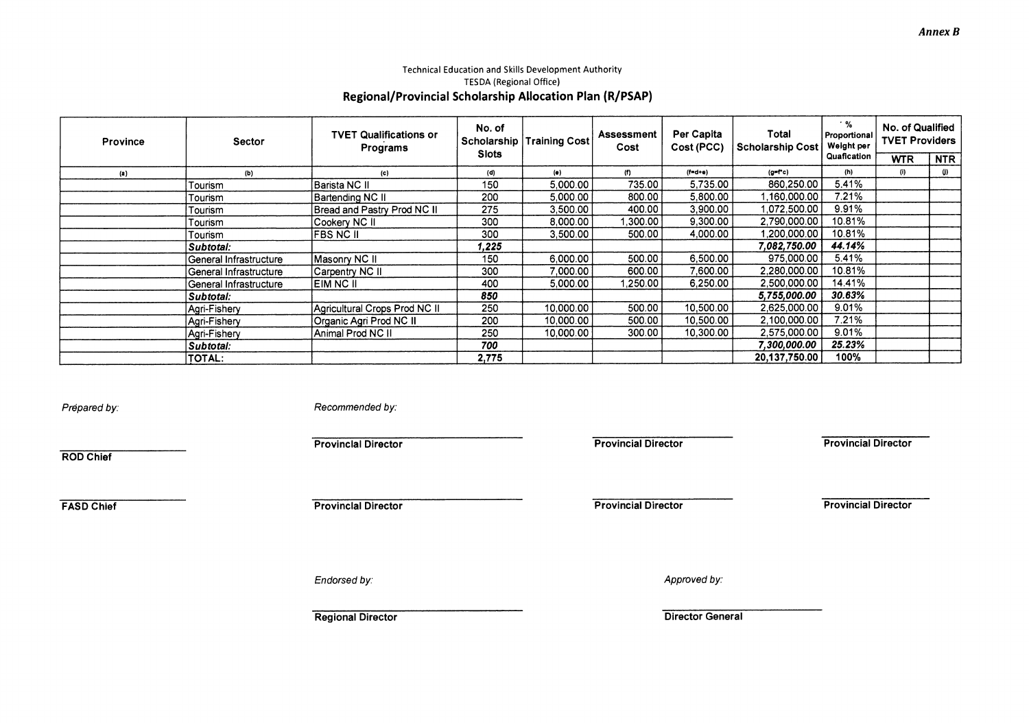*Annex B*

Technical Education and Skills Development Authority
TESDA (Regional Office)

## Regional/Provincial Scholarship Allocation Plan (R/PSAP)

| Province | Sector | TVET Qualifications or Programs | No. of Scholarship Slots | Training Cost | Assessment Cost | Per Capita Cost (PCC) | Total Scholarship Cost | % Proportional Weight per Quaflcation | No. of Qualified TVET Providers | |
|---|---|---|---|---|---|---|---|---|---|---|
| | | | | | | | | | WTR | NTR |
| (a) | (b) | (c) | (d) | (e) | (f) | (f=d+e) | (g=f*c) | (h) | (i) | (j) |
| | Tourism | Barista NC II | 150 | 5,000.00 | 735.00 | 5,735.00 | 860,250.00 | 5.41% | | |
| | Tourism | Bartending NC II | 200 | 5,000.00 | 800.00 | 5,800.00 | 1,160,000.00 | 7.21% | | |
| | Tourism | Bread and Pastry Prod NC II | 275 | 3,500.00 | 400.00 | 3,900.00 | 1,072,500.00 | 9.91% | | |
| | Tourism | Cookery NC II | 300 | 8,000.00 | 1,300.00 | 9,300.00 | 2,790,000.00 | 10.81% | | |
| | Tourism | FBS NC II | 300 | 3,500.00 | 500.00 | 4,000.00 | 1,200,000.00 | 10.81% | | |
| | ***Subtotal:*** | | ***1,225*** | | | | ***7,082,750.00*** | ***44.14%*** | | |
| | General Infrastructure | Masonry NC II | 150 | 6,000.00 | 500.00 | 6,500.00 | 975,000.00 | 5.41% | | |
| | General Infrastructure | Carpentry NC II | 300 | 7,000.00 | 600.00 | 7,600.00 | 2,280,000.00 | 10.81% | | |
| | General Infrastructure | EIM NC II | 400 | 5,000.00 | 1,250.00 | 6,250.00 | 2,500,000.00 | 14.41% | | |
| | ***Subtotal:*** | | ***850*** | | | | ***5,755,000.00*** | ***30.63%*** | | |
| | Agri-Fishery | Agricultural Crops Prod NC II | 250 | 10,000.00 | 500.00 | 10,500.00 | 2,625,000.00 | 9.01% | | |
| | Agri-Fishery | Organic Agri Prod NC II | 200 | 10,000.00 | 500.00 | 10,500.00 | 2,100,000.00 | 7.21% | | |
| | Agri-Fishery | Animal Prod NC II | 250 | 10,000.00 | 300.00 | 10,300.00 | 2,575,000.00 | 9.01% | | |
| | ***Subtotal:*** | | ***700*** | | | | ***7,300,000.00*** | ***25.23%*** | | |
| | **TOTAL:** | | **2,775** | | | | **20,137,750.00** | **100%** | | |

*Prepared by:*

**ROD Chief**

**FASD Chief**

*Recommended by:*

**Provincial Director** | **Provincial Director** | **Provincial Director**

**Provincial Director** | **Provincial Director** | **Provincial Director**

*Endorsed by:*

**Regional Director**

*Approved by:*

**Director General**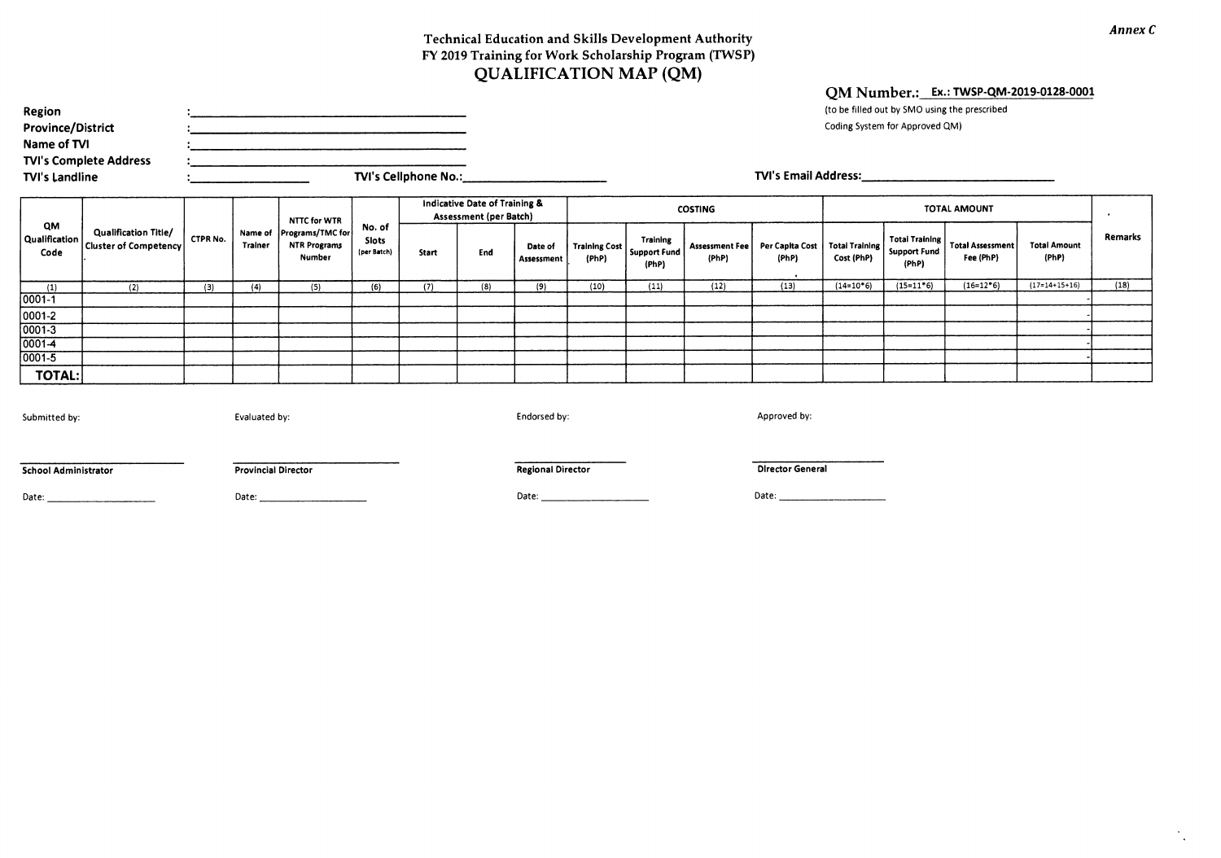*Annex C*

Technical Education and Skills Development Authority
FY 2019 Training for Work Scholarship Program (TWSP)

# QUALIFICATION MAP (QM)

**QM Number.:** Ex.: TWSP-QM-2019-0128-0001
(to be filled out by SMO using the prescribed Coding System for Approved QM)

**Region** : ______________________
**Province/District** : ______________________
**Name of TVI** : ______________________
**TVI's Complete Address** : ______________________
**TVI's Landline** : ______________ **TVI's Cellphone No.:** ______________ **TVI's Email Address:** ______________

| QM Qualification Code | Qualification Title/ Cluster of Competency | CTPR No. | Name of Trainer | NTTC for WTR Programs/TMC for NTR Programs Number | No. of Slots (per Batch) | Indicative Date of Training & Assessment (per Batch) | | | COSTING | | | | TOTAL AMOUNT | | | | Remarks |
|---|---|---|---|---|---|---|---|---|---|---|---|---|---|---|---|---|---|
| | | | | | | Start | End | Date of Assessment | Training Cost (PhP) | Training Support Fund (PhP) | Assessment Fee (PhP) | Per Capita Cost (PhP) | Total Training Cost (PhP) | Total Training Support Fund (PhP) | Total Assessment Fee (PhP) | Total Amount (PhP) | |
| (1) | (2) | (3) | (4) | (5) | (6) | (7) | (8) | (9) | (10) | (11) | (12) | (13) | (14=10*6) | (15=11*6) | (16=12*6) | (17=14+15+16) | (18) |
| 0001-1 | | | | | | | | | | | | | | | | - | |
| 0001-2 | | | | | | | | | | | | | | | | - | |
| 0001-3 | | | | | | | | | | | | | | | | - | |
| 0001-4 | | | | | | | | | | | | | | | | - | |
| 0001-5 | | | | | | | | | | | | | | | | - | |
| **TOTAL:** | | | | | | | | | | | | | | | | | |

| Submitted by: | Evaluated by: | Endorsed by: | Approved by: |
|---|---|---|---|
| ______________________ | ______________________ | ______________________ | ______________________ |
| **School Administrator** | **Provincial Director** | **Regional Director** | **Director General** |
| Date: ______________ | Date: ______________ | Date: ______________ | Date: ______________ |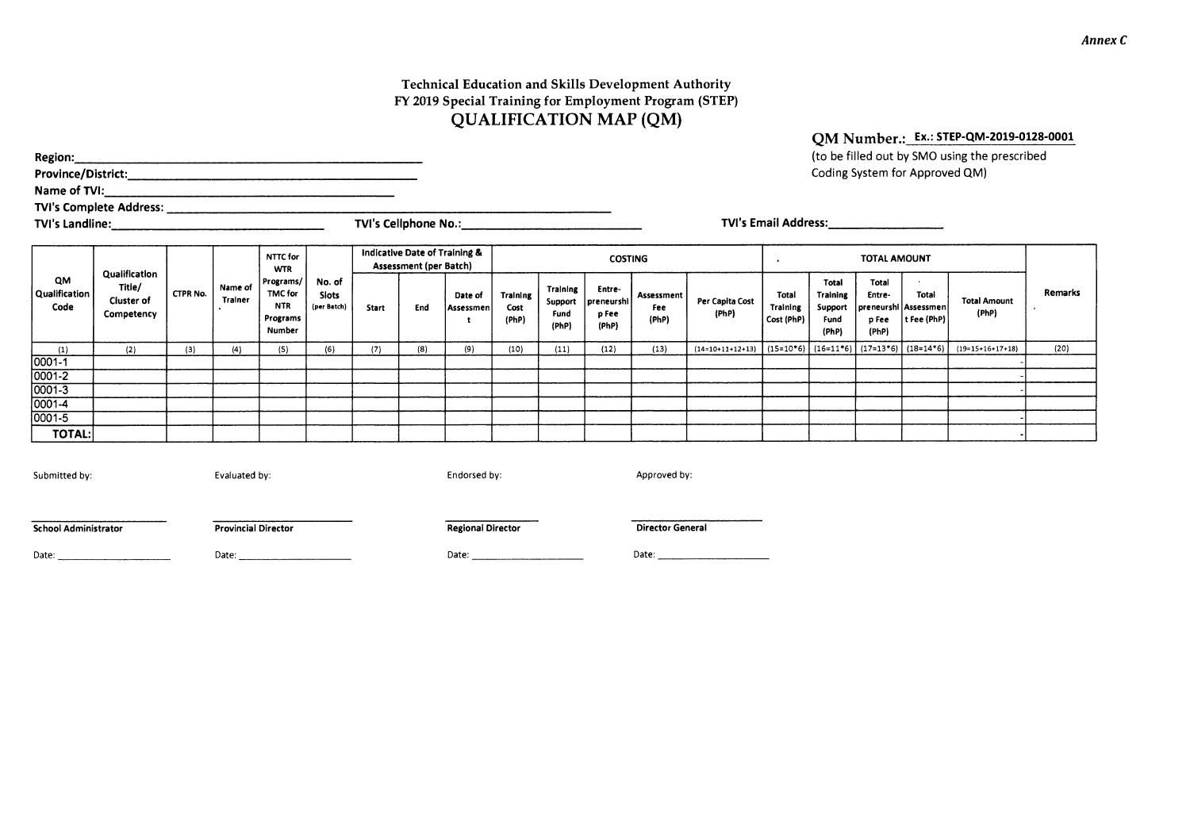*Annex C*

**Technical Education and Skills Development Authority**
**FY 2019 Special Training for Employment Program (STEP)**

# QUALIFICATION MAP (QM)

**QM Number.:** Ex.: STEP-QM-2019-0128-0001
(to be filled out by SMO using the prescribed Coding System for Approved QM)

**Region:** ______________________________

**Province/District:** ______________________________

**Name of TVI:** ______________________________

**TVI's Complete Address:** ______________________________

**TVI's Landline:** ____________________ **TVI's Cellphone No.:** ____________________ **TVI's Email Address:** ____________________

| QM Qualification Code | Qualification Title/ Cluster of Competency | CTPR No. | Name of Trainer | NTTC for WTR Programs/ TMC for NTR Programs Number | No. of Slots (per Batch) | Indicative Date of Training & Assessment (per Batch) | | | COSTING | | | | | TOTAL AMOUNT | | | | | Remarks |
|---|---|---|---|---|---|---|---|---|---|---|---|---|---|---|---|---|---|---|---|
| | | | | | | Start | End | Date of Assessment | Training Cost (PhP) | Training Support Fund (PhP) | Entrepreneurship Fee (PhP) | Assessment Fee (PhP) | Per Capita Cost (PhP) | Total Training Cost (PhP) | Total Training Support Fund (PhP) | Total Entrepreneurship Fee (PhP) | Total Assessment Fee (PhP) | Total Amount (PhP) | |
| (1) | (2) | (3) | (4) | (5) | (6) | (7) | (8) | (9) | (10) | (11) | (12) | (13) | (14=10+11+12+13) | (15=10*6) | (16=11*6) | (17=13*6) | (18=14*6) | (19=15+16+17+18) | (20) |
| 0001-1 | | | | | | | | | | | | | | | | | | - | |
| 0001-2 | | | | | | | | | | | | | | | | | | - | |
| 0001-3 | | | | | | | | | | | | | | | | | | - | |
| 0001-4 | | | | | | | | | | | | | | | | | | | |
| 0001-5 | | | | | | | | | | | | | | | | | | - | |
| **TOTAL:** | | | | | | | | | | | | | | | | | | - | |

| Submitted by: | Evaluated by: | Endorsed by: | Approved by: |
|---|---|---|---|
| ____________________ | ____________________ | ____________________ | ____________________ |
| **School Administrator** | **Provincial Director** | **Regional Director** | **Director General** |
| Date: ______________ | Date: ______________ | Date: ______________ | Date: ______________ |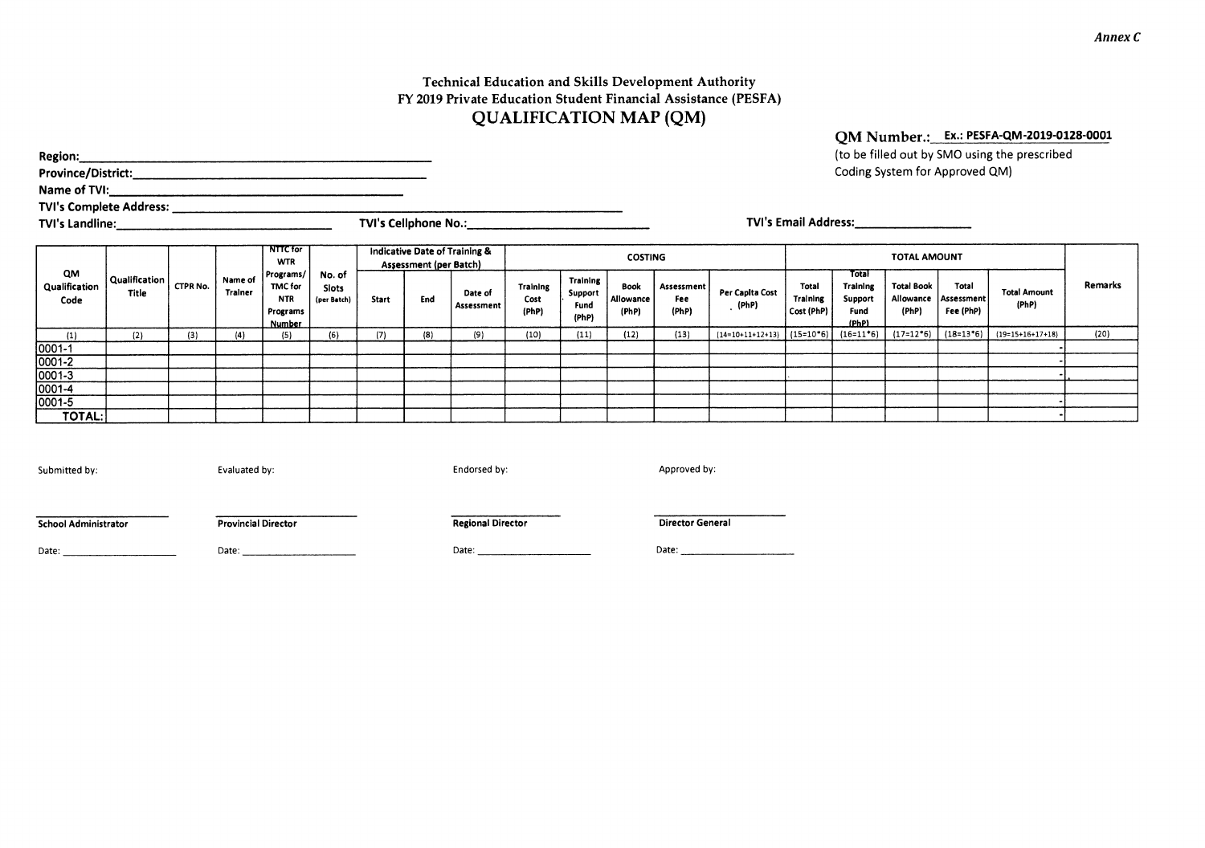*Annex C*

Technical Education and Skills Development Authority
FY 2019 Private Education Student Financial Assistance (PESFA)

# QUALIFICATION MAP (QM)

**QM Number.:** **Ex.: PESFA-QM-2019-0128-0001**
(to be filled out by SMO using the prescribed Coding System for Approved QM)

**Region:** ______________________________

**Province/District:** ______________________________

**Name of TVI:** ______________________________

**TVI's Complete Address:** ______________________________

**TVI's Landline:** ____________________ **TVI's Cellphone No.:** ____________________ **TVI's Email Address:** ____________________

| QM Qualification Code | Qualification Title | CTPR No. | Name of Trainer | NTTC for WTR Programs/ TMC for NTR Programs Number | No. of Slots (per Batch) | Indicative Date of Training & Assessment (per Batch) | | | COSTING | | | | | TOTAL AMOUNT | | | | | Remarks |
|---|---|---|---|---|---|---|---|---|---|---|---|---|---|---|---|---|---|---|---|
| | | | | | | Start | End | Date of Assessment | Training Cost (PhP) | Training Support Fund (PhP) | Book Allowance (PhP) | Assessment Fee (PhP) | Per Capita Cost (PhP) | Total Training Cost (PhP) | Total Training Support Fund (PhP) | Total Book Allowance (PhP) | Total Assessment Fee (PhP) | Total Amount (PhP) | |
| (1) | (2) | (3) | (4) | (5) | (6) | (7) | (8) | (9) | (10) | (11) | (12) | (13) | (14=10+11+12+13) | (15=10*6) | (16=11*6) | (17=12*6) | (18=13*6) | (19=15+16+17+18) | (20) |
| 0001-1 | | | | | | | | | | | | | | | | | | - | |
| 0001-2 | | | | | | | | | | | | | | | | | | - | |
| 0001-3 | | | | | | | | | | | | | | | | | | - | |
| 0001-4 | | | | | | | | | | | | | | | | | | - | |
| 0001-5 | | | | | | | | | | | | | | | | | | - | |
| **TOTAL:** | | | | | | | | | | | | | | | | | | - | |

| Submitted by: | Evaluated by: | Endorsed by: | Approved by: |
|---|---|---|---|
| | | | |
| **School Administrator** | **Provincial Director** | **Regional Director** | **Director General** |
| Date: ____________ | Date: ____________ | Date: ____________ | Date: ____________ |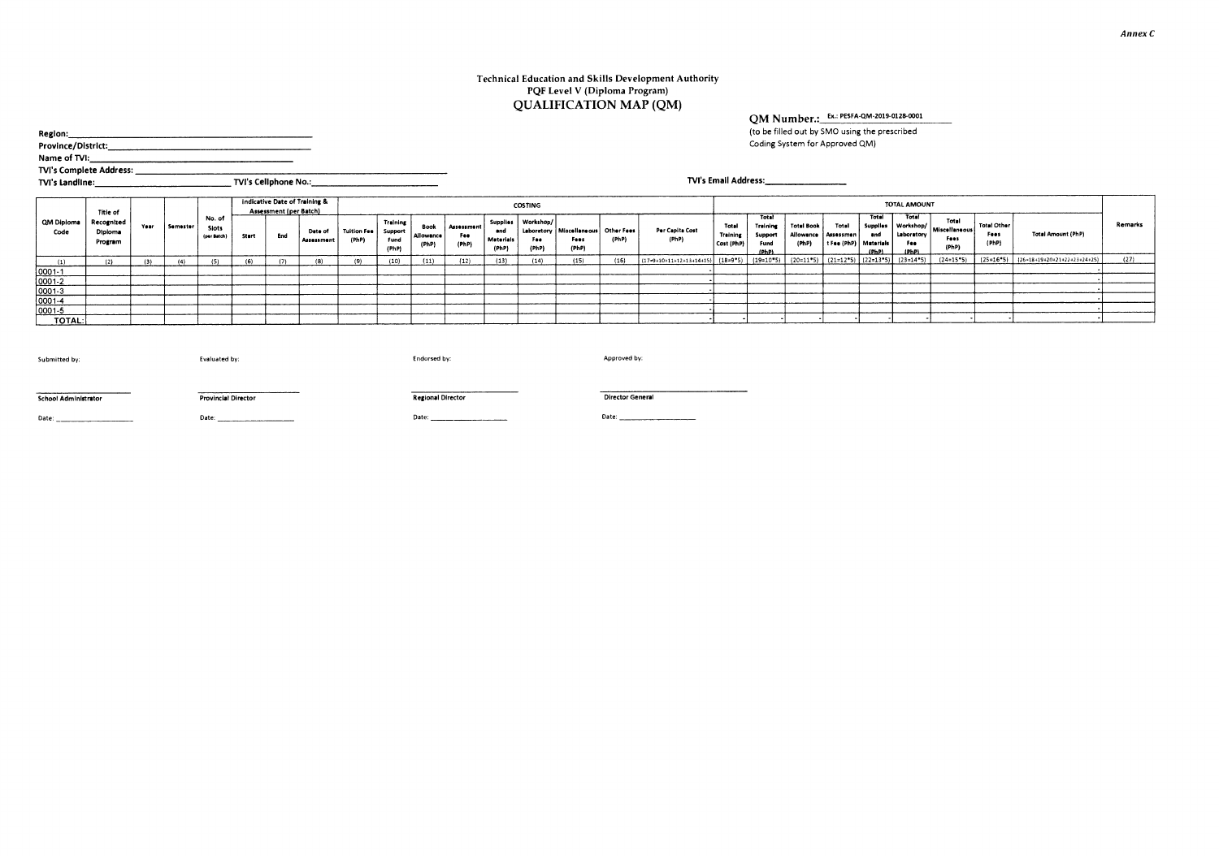*Annex C*

# Technical Education and Skills Development Authority

## PQF Level V (Diploma Program)

## QUALIFICATION MAP (QM)

**QM Number.:** Ex.: PESFA-QM-2019-0128-0001

(to be filled out by SMO using the prescribed Coding System for Approved QM)

**Region:** ______________________________

**Province/District:** ______________________________

**Name of TVI:** ______________________________

**TVI's Complete Address:** ______________________________

**TVI's Landline:** ____________________ **TVI's Cellphone No.:** ____________________ **TVI's Email Address:** ____________________

| QM Diploma Code | Title of Recognized Diploma Program | Year | Semester | No. of Slots (per Batch) | Indicative Date of Training & Assessment (per Batch) | | | COSTING | | | | | | | | | TOTAL AMOUNT | | | | | | | | | Remarks |
|---|---|---|---|---|---|---|---|---|---|---|---|---|---|---|---|---|---|---|---|---|---|---|---|---|---|---|
| | | | | | Start | End | Date of Assessment | Tuition Fee (PhP) | Training Support Fund (PhP) | Book Allowance (PhP) | Assessment Fee (PhP) | Supplies and Materials (PhP) | Workshop/ Laboratory Fee (PhP) | Miscellaneous Fees (PhP) | Other Fees (PhP) | Per Capita Cost (PhP) | Total Training Cost (PhP) | Total Training Support Fund (PhP) | Total Book Allowance (PhP) | Total Assessment Fee (PhP) | Total Supplies and Materials (PhP) | Total Workshop/ Laboratory Fee (PhP) | Total Miscellaneous Fees (PhP) | Total Other Fees (PhP) | Total Amount (PhP) | |
| (1) | (2) | (3) | (4) | (5) | (6) | (7) | (8) | (9) | (10) | (11) | (12) | (13) | (14) | (15) | (16) | (17=9+10+11+12+13+14+15) | (18=9*5) | (19=10*5) | (20=11*5) | (21=12*5) | (22=13*5) | (23=14*5) | (24=15*5) | (25=16*5) | (26=18+19+20+21+22+23+24+25) | (27) |
| 0001-1 | | | | | | | | | | | | | | | | - | | | | | | | | | - | |
| 0001-2 | | | | | | | | | | | | | | | | - | | | | | | | | | - | |
| 0001-3 | | | | | | | | | | | | | | | | - | | | | | | | | | - | |
| 0001-4 | | | | | | | | | | | | | | | | - | | | | | | | | | - | |
| 0001-5 | | | | | | | | | | | | | | | | - | | | | | | | | | - | |
| TOTAL: | | | | | | | | | | | | | | | | - | - | - | - | - | - | - | - | - | - | |

| Submitted by: | Evaluated by: | Endorsed by: | Approved by: |
|---|---|---|---|
| ____________________ | ____________________ | ____________________ | ____________________ |
| School Administrator | Provincial Director | Regional Director | Director General |
| Date: ____________ | Date: ____________ | Date: ____________ | Date: ____________ |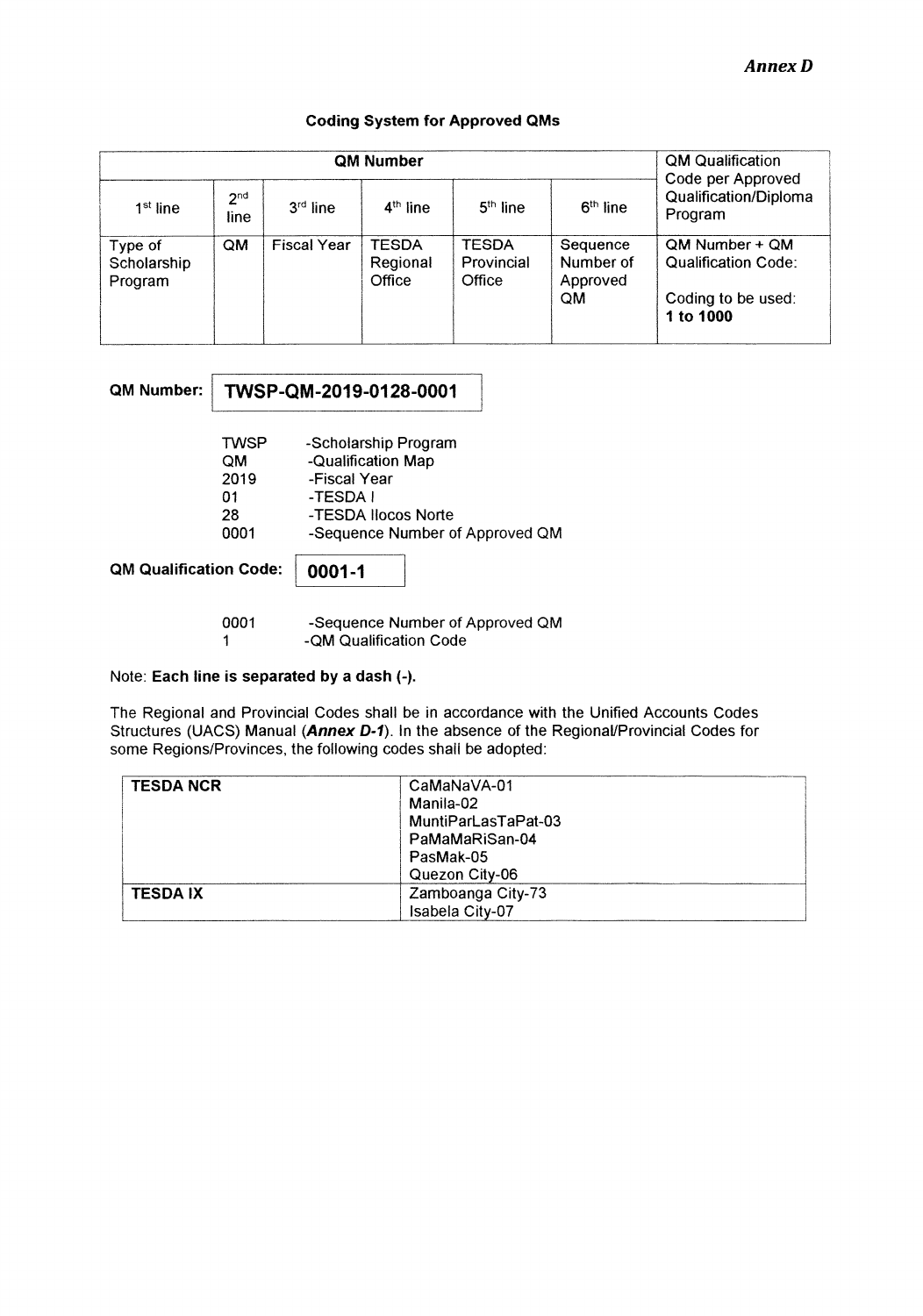*Annex D*

#### Coding System for Approved QMs

| QM Number | | | | | | QM Qualification Code per Approved Qualification/Diploma Program |
|---|---|---|---|---|---|---|
| 1st line | 2nd line | 3rd line | 4th line | 5th line | 6th line | |
| Type of Scholarship Program | QM | Fiscal Year | TESDA Regional Office | TESDA Provincial Office | Sequence Number of Approved QM | QM Number + QM Qualification Code: Coding to be used: **1 to 1000** |

**QM Number:** **TWSP-QM-2019-0128-0001**

| | |
|---|---|
| TWSP | -Scholarship Program |
| QM | -Qualification Map |
| 2019 | -Fiscal Year |
| 01 | -TESDA I |
| 28 | -TESDA Ilocos Norte |
| 0001 | -Sequence Number of Approved QM |

**QM Qualification Code:** **0001-1**

| | |
|---|---|
| 0001 | -Sequence Number of Approved QM |
| 1 | -QM Qualification Code |

Note: **Each line is separated by a dash (-).**

The Regional and Provincial Codes shall be in accordance with the Unified Accounts Codes Structures (UACS) Manual (***Annex D-1***). In the absence of the Regional/Provincial Codes for some Regions/Provinces, the following codes shall be adopted:

| **TESDA NCR** | CaMaNaVA-01<br>Manila-02<br>MuntiParLasTaPat-03<br>PaMaMaRiSan-04<br>PasMak-05<br>Quezon City-06 |
|---|---|
| **TESDA IX** | Zamboanga City-73<br>Isabela City-07 |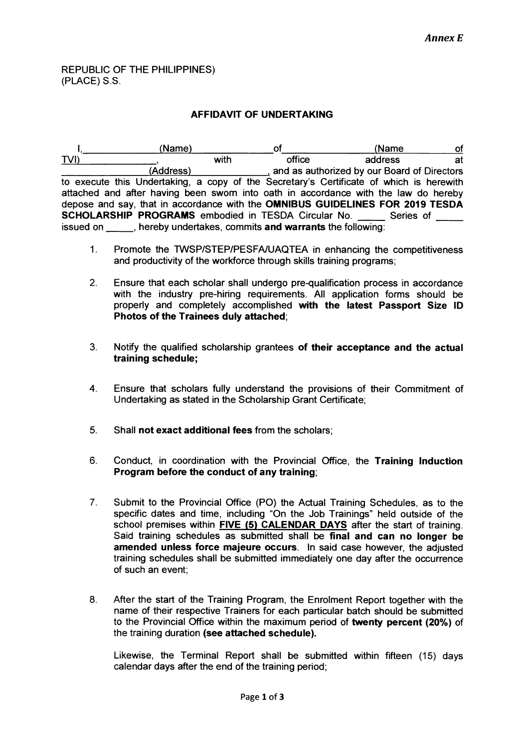*Annex E*

REPUBLIC OF THE PHILIPPINES)
(PLACE) S.S.

**AFFIDAVIT OF UNDERTAKING**

I,\_\_\_\_\_\_\_\_\_\_\_\_\_(Name)\_\_\_\_\_\_\_\_\_\_\_\_\_\_of\_\_\_\_\_\_\_\_\_\_\_\_\_\_(Name of TVI)\_\_\_\_\_\_\_\_\_\_\_\_\_, with office address at \_\_\_\_\_\_\_\_\_\_\_\_\_\_(Address)\_\_\_\_\_\_\_\_\_\_\_\_\_\_, and as authorized by our Board of Directors to execute this Undertaking, a copy of the Secretary's Certificate of which is herewith attached and after having been sworn into oath in accordance with the law do hereby depose and say, that in accordance with the **OMNIBUS GUIDELINES FOR 2019 TESDA SCHOLARSHIP PROGRAMS** embodied in TESDA Circular No. \_\_\_\_\_ Series of \_\_\_\_\_ issued on \_\_\_\_\_, hereby undertakes, commits **and warrants** the following:

1. Promote the TWSP/STEP/PESFA/UAQTEA in enhancing the competitiveness and productivity of the workforce through skills training programs;

2. Ensure that each scholar shall undergo pre-qualification process in accordance with the industry pre-hiring requirements. All application forms should be properly and completely accomplished **with the latest Passport Size ID Photos of the Trainees duly attached**;

3. Notify the qualified scholarship grantees **of their acceptance and the actual training schedule;**

4. Ensure that scholars fully understand the provisions of their Commitment of Undertaking as stated in the Scholarship Grant Certificate;

5. Shall **not exact additional fees** from the scholars;

6. Conduct, in coordination with the Provincial Office, the **Training Induction Program before the conduct of any training**;

7. Submit to the Provincial Office (PO) the Actual Training Schedules, as to the specific dates and time, including "On the Job Trainings" held outside of the school premises within **FIVE (5) CALENDAR DAYS** after the start of training. Said training schedules as submitted shall be **final and can no longer be amended unless force majeure occurs**. In said case however, the adjusted training schedules shall be submitted immediately one day after the occurrence of such an event;

8. After the start of the Training Program, the Enrolment Report together with the name of their respective Trainers for each particular batch should be submitted to the Provincial Office within the maximum period of **twenty percent (20%)** of the training duration **(see attached schedule).**

   Likewise, the Terminal Report shall be submitted within fifteen (15) days calendar days after the end of the training period;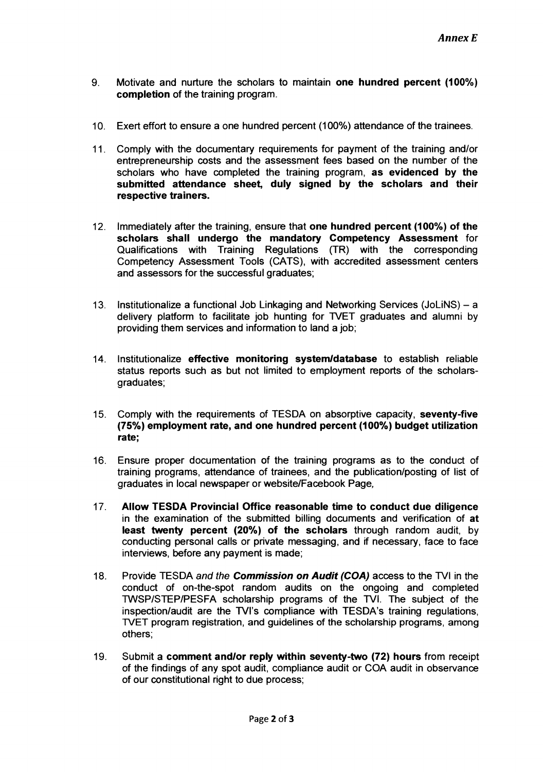*Annex E*

9. Motivate and nurture the scholars to maintain **one hundred percent (100%) completion** of the training program.

10. Exert effort to ensure a one hundred percent (100%) attendance of the trainees.

11. Comply with the documentary requirements for payment of the training and/or entrepreneurship costs and the assessment fees based on the number of the scholars who have completed the training program, **as evidenced by the submitted attendance sheet, duly signed by the scholars and their respective trainers.**

12. Immediately after the training, ensure that **one hundred percent (100%) of the scholars shall undergo the mandatory Competency Assessment** for Qualifications with Training Regulations (TR) with the corresponding Competency Assessment Tools (CATS), with accredited assessment centers and assessors for the successful graduates;

13. Institutionalize a functional Job Linkaging and Networking Services (JoLiNS) – a delivery platform to facilitate job hunting for TVET graduates and alumni by providing them services and information to land a job;

14. Institutionalize **effective monitoring system/database** to establish reliable status reports such as but not limited to employment reports of the scholars-graduates;

15. Comply with the requirements of TESDA on absorptive capacity, **seventy-five (75%) employment rate, and one hundred percent (100%) budget utilization rate;**

16. Ensure proper documentation of the training programs as to the conduct of training programs, attendance of trainees, and the publication/posting of list of graduates in local newspaper or website/Facebook Page,

17. **Allow TESDA Provincial Office reasonable time to conduct due diligence** in the examination of the submitted billing documents and verification of **at least twenty percent (20%) of the scholars** through random audit, by conducting personal calls or private messaging, and if necessary, face to face interviews, before any payment is made;

18. Provide TESDA *and the* ***Commission on Audit (COA)*** access to the TVI in the conduct of on-the-spot random audits on the ongoing and completed TWSP/STEP/PESFA scholarship programs of the TVI. The subject of the inspection/audit are the TVI's compliance with TESDA's training regulations, TVET program registration, and guidelines of the scholarship programs, among others;

19. Submit a **comment and/or reply within seventy-two (72) hours** from receipt of the findings of any spot audit, compliance audit or COA audit in observance of our constitutional right to due process;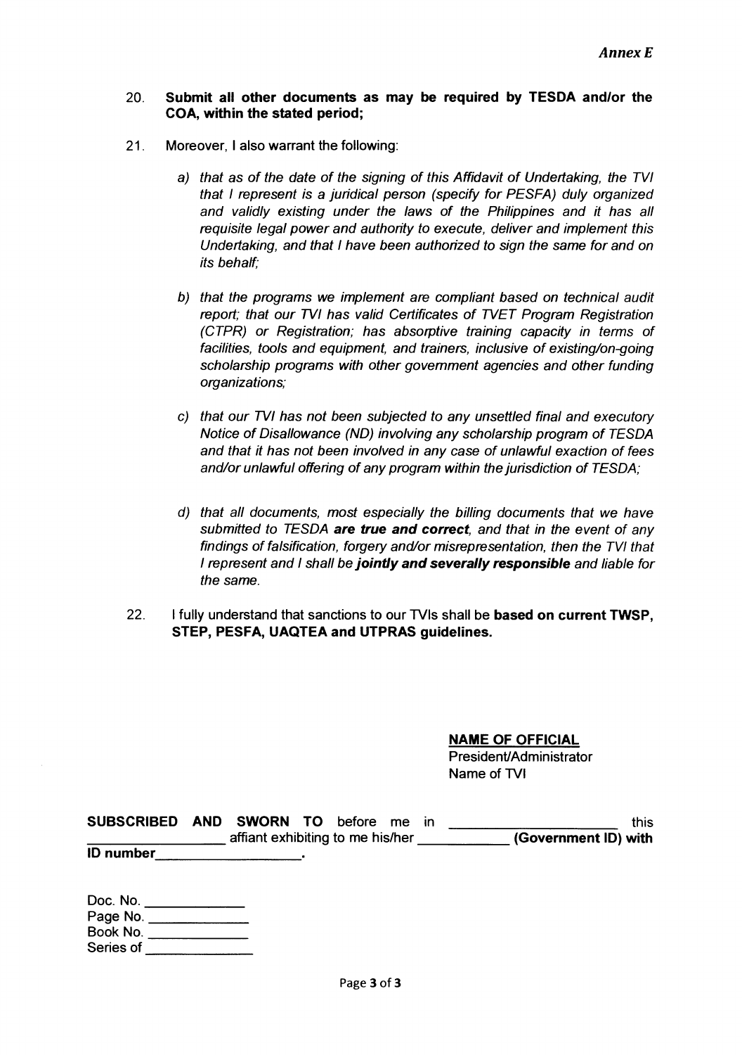*Annex E*

20. **Submit all other documents as may be required by TESDA and/or the COA, within the stated period;**

21. Moreover, I also warrant the following:

    a) *that as of the date of the signing of this Affidavit of Undertaking, the TVI that I represent is a juridical person (specify for PESFA) duly organized and validly existing under the laws of the Philippines and it has all requisite legal power and authority to execute, deliver and implement this Undertaking, and that I have been authorized to sign the same for and on its behalf;*

    b) *that the programs we implement are compliant based on technical audit report; that our TVI has valid Certificates of TVET Program Registration (CTPR) or Registration; has absorptive training capacity in terms of facilities, tools and equipment, and trainers, inclusive of existing/on-going scholarship programs with other government agencies and other funding organizations;*

    c) *that our TVI has not been subjected to any unsettled final and executory Notice of Disallowance (ND) involving any scholarship program of TESDA and that it has not been involved in any case of unlawful exaction of fees and/or unlawful offering of any program within the jurisdiction of TESDA;*

    d) *that all documents, most especially the billing documents that we have submitted to TESDA* ***are true and correct****, and that in the event of any findings of falsification, forgery and/or misrepresentation, then the TVI that I represent and I shall be* ***jointly and severally responsible*** *and liable for the same.*

22. I fully understand that sanctions to our TVIs shall be **based on current TWSP, STEP, PESFA, UAQTEA and UTPRAS guidelines.**

**NAME OF OFFICIAL**
President/Administrator
Name of TVI

**SUBSCRIBED AND SWORN TO** before me in ____________________ this ________________ affiant exhibiting to me his/her ___________ **(Government ID) with ID number** __________________.

Doc. No. ____________
Page No. ____________
Book No. ____________
Series of ____________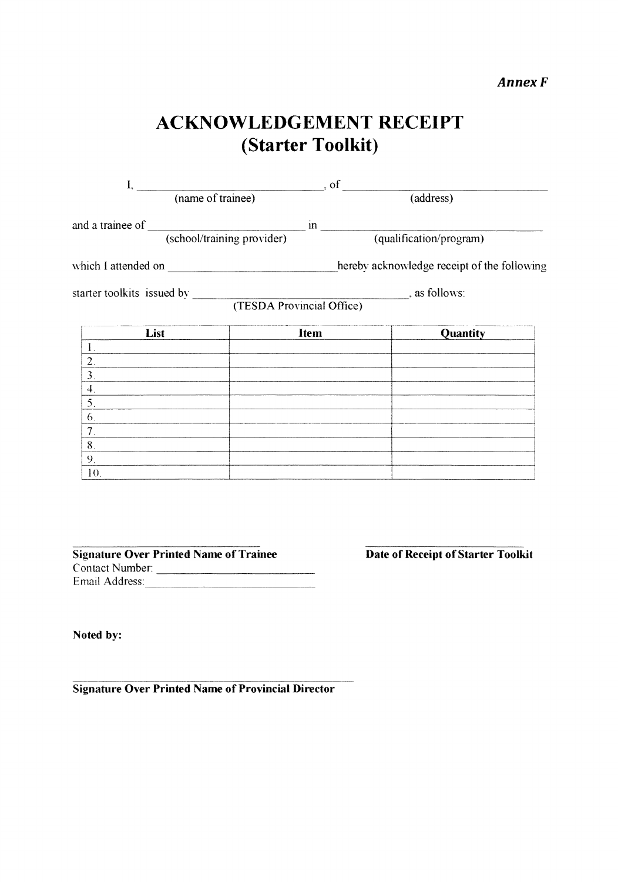*Annex F*

# ACKNOWLEDGEMENT RECEIPT
## (Starter Toolkit)

I, ______________________________ (name of trainee), of ______________________________ (address)

and a trainee of ______________________________ (school/training provider) in ______________________________ (qualification/program)

which I attended on ______________________________ hereby acknowledge receipt of the following

starter toolkits issued by ______________________________ (TESDA Provincial Office), as follows:

| List | Item | Quantity |
|---|---|---|
| 1. | | |
| 2. | | |
| 3. | | |
| 4. | | |
| 5. | | |
| 6. | | |
| 7. | | |
| 8. | | |
| 9. | | |
| 10. | | |

______________________________
**Signature Over Printed Name of Trainee**
Contact Number: ______________________________
Email Address: ______________________________

______________________________
**Date of Receipt of Starter Toolkit**

**Noted by:**

______________________________
**Signature Over Printed Name of Provincial Director**